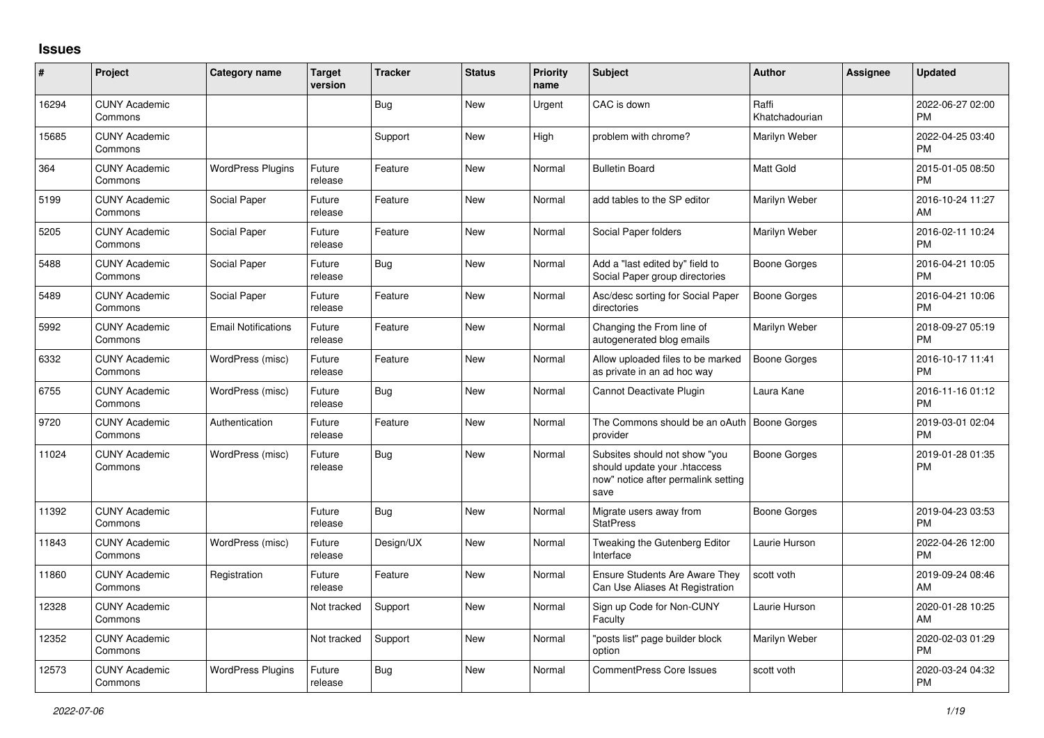## Issues

| # | Project | Category name | Target version | Tracker | Status | Priority name | Subject | Author | Assignee | Updated |
|---|---|---|---|---|---|---|---|---|---|---|
| 16294 | CUNY Academic Commons | | | Bug | New | Urgent | CAC is down | Raffi Khatchadourian | | 2022-06-27 02:00 PM |
| 15685 | CUNY Academic Commons | | | Support | New | High | problem with chrome? | Marilyn Weber | | 2022-04-25 03:40 PM |
| 364 | CUNY Academic Commons | WordPress Plugins | Future release | Feature | New | Normal | Bulletin Board | Matt Gold | | 2015-01-05 08:50 PM |
| 5199 | CUNY Academic Commons | Social Paper | Future release | Feature | New | Normal | add tables to the SP editor | Marilyn Weber | | 2016-10-24 11:27 AM |
| 5205 | CUNY Academic Commons | Social Paper | Future release | Feature | New | Normal | Social Paper folders | Marilyn Weber | | 2016-02-11 10:24 PM |
| 5488 | CUNY Academic Commons | Social Paper | Future release | Bug | New | Normal | Add a "last edited by" field to Social Paper group directories | Boone Gorges | | 2016-04-21 10:05 PM |
| 5489 | CUNY Academic Commons | Social Paper | Future release | Feature | New | Normal | Asc/desc sorting for Social Paper directories | Boone Gorges | | 2016-04-21 10:06 PM |
| 5992 | CUNY Academic Commons | Email Notifications | Future release | Feature | New | Normal | Changing the From line of autogenerated blog emails | Marilyn Weber | | 2018-09-27 05:19 PM |
| 6332 | CUNY Academic Commons | WordPress (misc) | Future release | Feature | New | Normal | Allow uploaded files to be marked as private in an ad hoc way | Boone Gorges | | 2016-10-17 11:41 PM |
| 6755 | CUNY Academic Commons | WordPress (misc) | Future release | Bug | New | Normal | Cannot Deactivate Plugin | Laura Kane | | 2016-11-16 01:12 PM |
| 9720 | CUNY Academic Commons | Authentication | Future release | Feature | New | Normal | The Commons should be an oAuth provider | Boone Gorges | | 2019-03-01 02:04 PM |
| 11024 | CUNY Academic Commons | WordPress (misc) | Future release | Bug | New | Normal | Subsites should not show "you should update your .htaccess now" notice after permalink setting save | Boone Gorges | | 2019-01-28 01:35 PM |
| 11392 | CUNY Academic Commons | | Future release | Bug | New | Normal | Migrate users away from StatPress | Boone Gorges | | 2019-04-23 03:53 PM |
| 11843 | CUNY Academic Commons | WordPress (misc) | Future release | Design/UX | New | Normal | Tweaking the Gutenberg Editor Interface | Laurie Hurson | | 2022-04-26 12:00 PM |
| 11860 | CUNY Academic Commons | Registration | Future release | Feature | New | Normal | Ensure Students Are Aware They Can Use Aliases At Registration | scott voth | | 2019-09-24 08:46 AM |
| 12328 | CUNY Academic Commons | | Not tracked | Support | New | Normal | Sign up Code for Non-CUNY Faculty | Laurie Hurson | | 2020-01-28 10:25 AM |
| 12352 | CUNY Academic Commons | | Not tracked | Support | New | Normal | "posts list" page builder block option | Marilyn Weber | | 2020-02-03 01:29 PM |
| 12573 | CUNY Academic Commons | WordPress Plugins | Future release | Bug | New | Normal | CommentPress Core Issues | scott voth | | 2020-03-24 04:32 PM |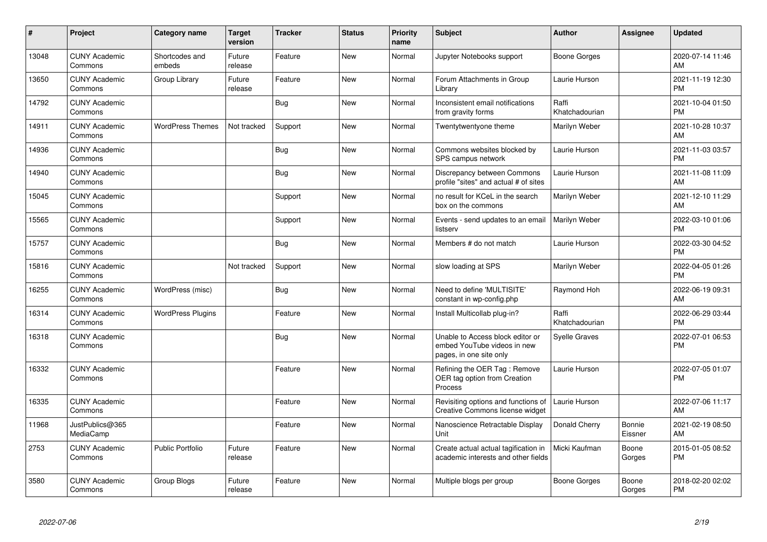| # | Project | Category name | Target version | Tracker | Status | Priority name | Subject | Author | Assignee | Updated |
|---|---|---|---|---|---|---|---|---|---|---|
| 13048 | CUNY Academic Commons | Shortcodes and embeds | Future release | Feature | New | Normal | Jupyter Notebooks support | Boone Gorges | | 2020-07-14 11:46 AM |
| 13650 | CUNY Academic Commons | Group Library | Future release | Feature | New | Normal | Forum Attachments in Group Library | Laurie Hurson | | 2021-11-19 12:30 PM |
| 14792 | CUNY Academic Commons | | | Bug | New | Normal | Inconsistent email notifications from gravity forms | Raffi Khatchadourian | | 2021-10-04 01:50 PM |
| 14911 | CUNY Academic Commons | WordPress Themes | Not tracked | Support | New | Normal | Twentytwentyone theme | Marilyn Weber | | 2021-10-28 10:37 AM |
| 14936 | CUNY Academic Commons | | | Bug | New | Normal | Commons websites blocked by SPS campus network | Laurie Hurson | | 2021-11-03 03:57 PM |
| 14940 | CUNY Academic Commons | | | Bug | New | Normal | Discrepancy between Commons profile "sites" and actual # of sites | Laurie Hurson | | 2021-11-08 11:09 AM |
| 15045 | CUNY Academic Commons | | | Support | New | Normal | no result for KCeL in the search box on the commons | Marilyn Weber | | 2021-12-10 11:29 AM |
| 15565 | CUNY Academic Commons | | | Support | New | Normal | Events - send updates to an email listserv | Marilyn Weber | | 2022-03-10 01:06 PM |
| 15757 | CUNY Academic Commons | | | Bug | New | Normal | Members # do not match | Laurie Hurson | | 2022-03-30 04:52 PM |
| 15816 | CUNY Academic Commons | | Not tracked | Support | New | Normal | slow loading at SPS | Marilyn Weber | | 2022-04-05 01:26 PM |
| 16255 | CUNY Academic Commons | WordPress (misc) | | Bug | New | Normal | Need to define 'MULTISITE' constant in wp-config.php | Raymond Hoh | | 2022-06-19 09:31 AM |
| 16314 | CUNY Academic Commons | WordPress Plugins | | Feature | New | Normal | Install Multicollab plug-in? | Raffi Khatchadourian | | 2022-06-29 03:44 PM |
| 16318 | CUNY Academic Commons | | | Bug | New | Normal | Unable to Access block editor or embed YouTube videos in new pages, in one site only | Syelle Graves | | 2022-07-01 06:53 PM |
| 16332 | CUNY Academic Commons | | | Feature | New | Normal | Refining the OER Tag : Remove OER tag option from Creation Process | Laurie Hurson | | 2022-07-05 01:07 PM |
| 16335 | CUNY Academic Commons | | | Feature | New | Normal | Revisiting options and functions of Creative Commons license widget | Laurie Hurson | | 2022-07-06 11:17 AM |
| 11968 | JustPublics@365 MediaCamp | | | Feature | New | Normal | Nanoscience Retractable Display Unit | Donald Cherry | Bonnie Eissner | 2021-02-19 08:50 AM |
| 2753 | CUNY Academic Commons | Public Portfolio | Future release | Feature | New | Normal | Create actual actual tagification in academic interests and other fields | Micki Kaufman | Boone Gorges | 2015-01-05 08:52 PM |
| 3580 | CUNY Academic Commons | Group Blogs | Future release | Feature | New | Normal | Multiple blogs per group | Boone Gorges | Boone Gorges | 2018-02-20 02:02 PM |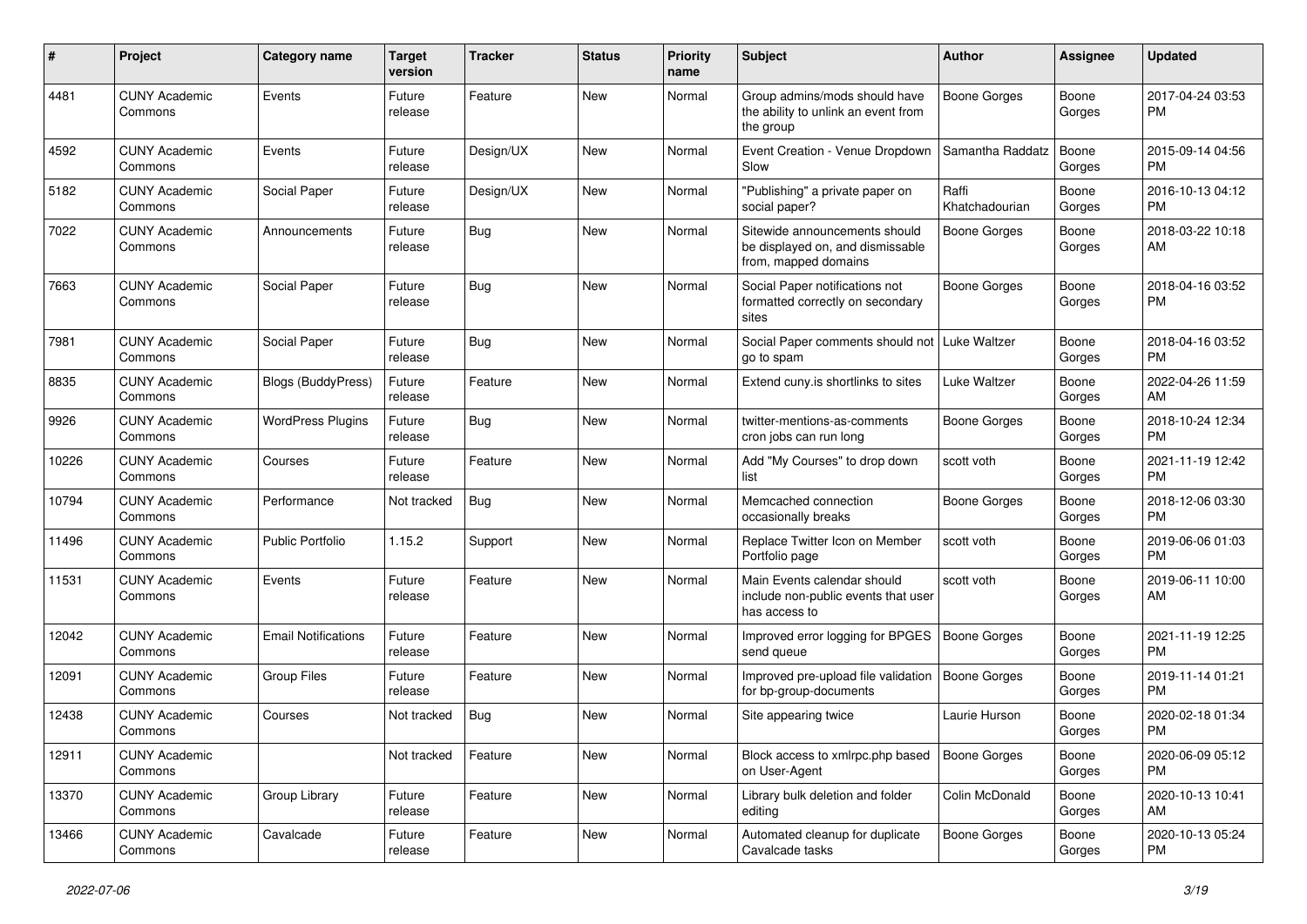| # | Project | Category name | Target version | Tracker | Status | Priority name | Subject | Author | Assignee | Updated |
|---|---|---|---|---|---|---|---|---|---|---|
| 4481 | CUNY Academic Commons | Events | Future release | Feature | New | Normal | Group admins/mods should have the ability to unlink an event from the group | Boone Gorges | Boone Gorges | 2017-04-24 03:53 PM |
| 4592 | CUNY Academic Commons | Events | Future release | Design/UX | New | Normal | Event Creation - Venue Dropdown Slow | Samantha Raddatz | Boone Gorges | 2015-09-14 04:56 PM |
| 5182 | CUNY Academic Commons | Social Paper | Future release | Design/UX | New | Normal | "Publishing" a private paper on social paper? | Raffi Khatchadourian | Boone Gorges | 2016-10-13 04:12 PM |
| 7022 | CUNY Academic Commons | Announcements | Future release | Bug | New | Normal | Sitewide announcements should be displayed on, and dismissable from, mapped domains | Boone Gorges | Boone Gorges | 2018-03-22 10:18 AM |
| 7663 | CUNY Academic Commons | Social Paper | Future release | Bug | New | Normal | Social Paper notifications not formatted correctly on secondary sites | Boone Gorges | Boone Gorges | 2018-04-16 03:52 PM |
| 7981 | CUNY Academic Commons | Social Paper | Future release | Bug | New | Normal | Social Paper comments should not go to spam | Luke Waltzer | Boone Gorges | 2018-04-16 03:52 PM |
| 8835 | CUNY Academic Commons | Blogs (BuddyPress) | Future release | Feature | New | Normal | Extend cuny.is shortlinks to sites | Luke Waltzer | Boone Gorges | 2022-04-26 11:59 AM |
| 9926 | CUNY Academic Commons | WordPress Plugins | Future release | Bug | New | Normal | twitter-mentions-as-comments cron jobs can run long | Boone Gorges | Boone Gorges | 2018-10-24 12:34 PM |
| 10226 | CUNY Academic Commons | Courses | Future release | Feature | New | Normal | Add "My Courses" to drop down list | scott voth | Boone Gorges | 2021-11-19 12:42 PM |
| 10794 | CUNY Academic Commons | Performance | Not tracked | Bug | New | Normal | Memcached connection occasionally breaks | Boone Gorges | Boone Gorges | 2018-12-06 03:30 PM |
| 11496 | CUNY Academic Commons | Public Portfolio | 1.15.2 | Support | New | Normal | Replace Twitter Icon on Member Portfolio page | scott voth | Boone Gorges | 2019-06-06 01:03 PM |
| 11531 | CUNY Academic Commons | Events | Future release | Feature | New | Normal | Main Events calendar should include non-public events that user has access to | scott voth | Boone Gorges | 2019-06-11 10:00 AM |
| 12042 | CUNY Academic Commons | Email Notifications | Future release | Feature | New | Normal | Improved error logging for BPGES send queue | Boone Gorges | Boone Gorges | 2021-11-19 12:25 PM |
| 12091 | CUNY Academic Commons | Group Files | Future release | Feature | New | Normal | Improved pre-upload file validation for bp-group-documents | Boone Gorges | Boone Gorges | 2019-11-14 01:21 PM |
| 12438 | CUNY Academic Commons | Courses | Not tracked | Bug | New | Normal | Site appearing twice | Laurie Hurson | Boone Gorges | 2020-02-18 01:34 PM |
| 12911 | CUNY Academic Commons | | Not tracked | Feature | New | Normal | Block access to xmlrpc.php based on User-Agent | Boone Gorges | Boone Gorges | 2020-06-09 05:12 PM |
| 13370 | CUNY Academic Commons | Group Library | Future release | Feature | New | Normal | Library bulk deletion and folder editing | Colin McDonald | Boone Gorges | 2020-10-13 10:41 AM |
| 13466 | CUNY Academic Commons | Cavalcade | Future release | Feature | New | Normal | Automated cleanup for duplicate Cavalcade tasks | Boone Gorges | Boone Gorges | 2020-10-13 05:24 PM |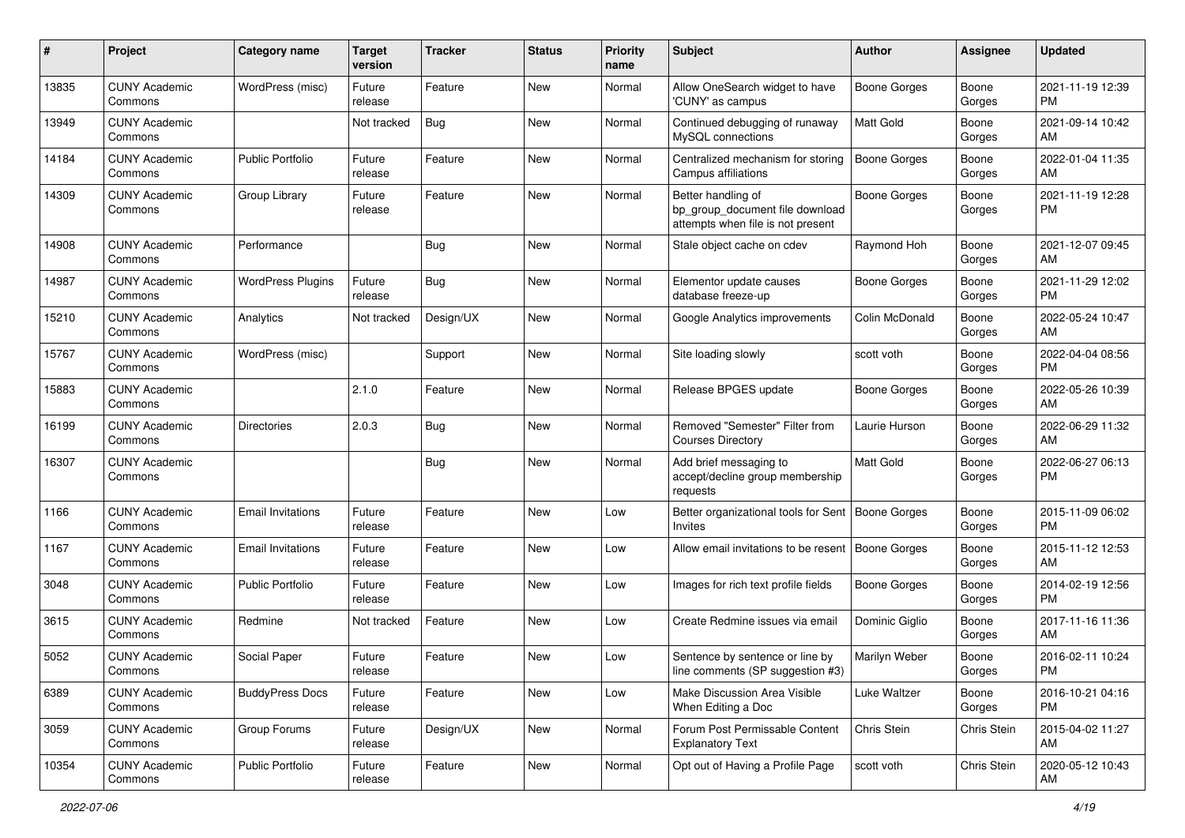| # | Project | Category name | Target version | Tracker | Status | Priority name | Subject | Author | Assignee | Updated |
|---|---|---|---|---|---|---|---|---|---|---|
| 13835 | CUNY Academic Commons | WordPress (misc) | Future release | Feature | New | Normal | Allow OneSearch widget to have 'CUNY' as campus | Boone Gorges | Boone Gorges | 2021-11-19 12:39 PM |
| 13949 | CUNY Academic Commons | | Not tracked | Bug | New | Normal | Continued debugging of runaway MySQL connections | Matt Gold | Boone Gorges | 2021-09-14 10:42 AM |
| 14184 | CUNY Academic Commons | Public Portfolio | Future release | Feature | New | Normal | Centralized mechanism for storing Campus affiliations | Boone Gorges | Boone Gorges | 2022-01-04 11:35 AM |
| 14309 | CUNY Academic Commons | Group Library | Future release | Feature | New | Normal | Better handling of bp_group_document file download attempts when file is not present | Boone Gorges | Boone Gorges | 2021-11-19 12:28 PM |
| 14908 | CUNY Academic Commons | Performance | | Bug | New | Normal | Stale object cache on cdev | Raymond Hoh | Boone Gorges | 2021-12-07 09:45 AM |
| 14987 | CUNY Academic Commons | WordPress Plugins | Future release | Bug | New | Normal | Elementor update causes database freeze-up | Boone Gorges | Boone Gorges | 2021-11-29 12:02 PM |
| 15210 | CUNY Academic Commons | Analytics | Not tracked | Design/UX | New | Normal | Google Analytics improvements | Colin McDonald | Boone Gorges | 2022-05-24 10:47 AM |
| 15767 | CUNY Academic Commons | WordPress (misc) | | Support | New | Normal | Site loading slowly | scott voth | Boone Gorges | 2022-04-04 08:56 PM |
| 15883 | CUNY Academic Commons | | 2.1.0 | Feature | New | Normal | Release BPGES update | Boone Gorges | Boone Gorges | 2022-05-26 10:39 AM |
| 16199 | CUNY Academic Commons | Directories | 2.0.3 | Bug | New | Normal | Removed "Semester" Filter from Courses Directory | Laurie Hurson | Boone Gorges | 2022-06-29 11:32 AM |
| 16307 | CUNY Academic Commons | | | Bug | New | Normal | Add brief messaging to accept/decline group membership requests | Matt Gold | Boone Gorges | 2022-06-27 06:13 PM |
| 1166 | CUNY Academic Commons | Email Invitations | Future release | Feature | New | Low | Better organizational tools for Sent Invites | Boone Gorges | Boone Gorges | 2015-11-09 06:02 PM |
| 1167 | CUNY Academic Commons | Email Invitations | Future release | Feature | New | Low | Allow email invitations to be resent | Boone Gorges | Boone Gorges | 2015-11-12 12:53 AM |
| 3048 | CUNY Academic Commons | Public Portfolio | Future release | Feature | New | Low | Images for rich text profile fields | Boone Gorges | Boone Gorges | 2014-02-19 12:56 PM |
| 3615 | CUNY Academic Commons | Redmine | Not tracked | Feature | New | Low | Create Redmine issues via email | Dominic Giglio | Boone Gorges | 2017-11-16 11:36 AM |
| 5052 | CUNY Academic Commons | Social Paper | Future release | Feature | New | Low | Sentence by sentence or line by line comments (SP suggestion #3) | Marilyn Weber | Boone Gorges | 2016-02-11 10:24 PM |
| 6389 | CUNY Academic Commons | BuddyPress Docs | Future release | Feature | New | Low | Make Discussion Area Visible When Editing a Doc | Luke Waltzer | Boone Gorges | 2016-10-21 04:16 PM |
| 3059 | CUNY Academic Commons | Group Forums | Future release | Design/UX | New | Normal | Forum Post Permissable Content Explanatory Text | Chris Stein | Chris Stein | 2015-04-02 11:27 AM |
| 10354 | CUNY Academic Commons | Public Portfolio | Future release | Feature | New | Normal | Opt out of Having a Profile Page | scott voth | Chris Stein | 2020-05-12 10:43 AM |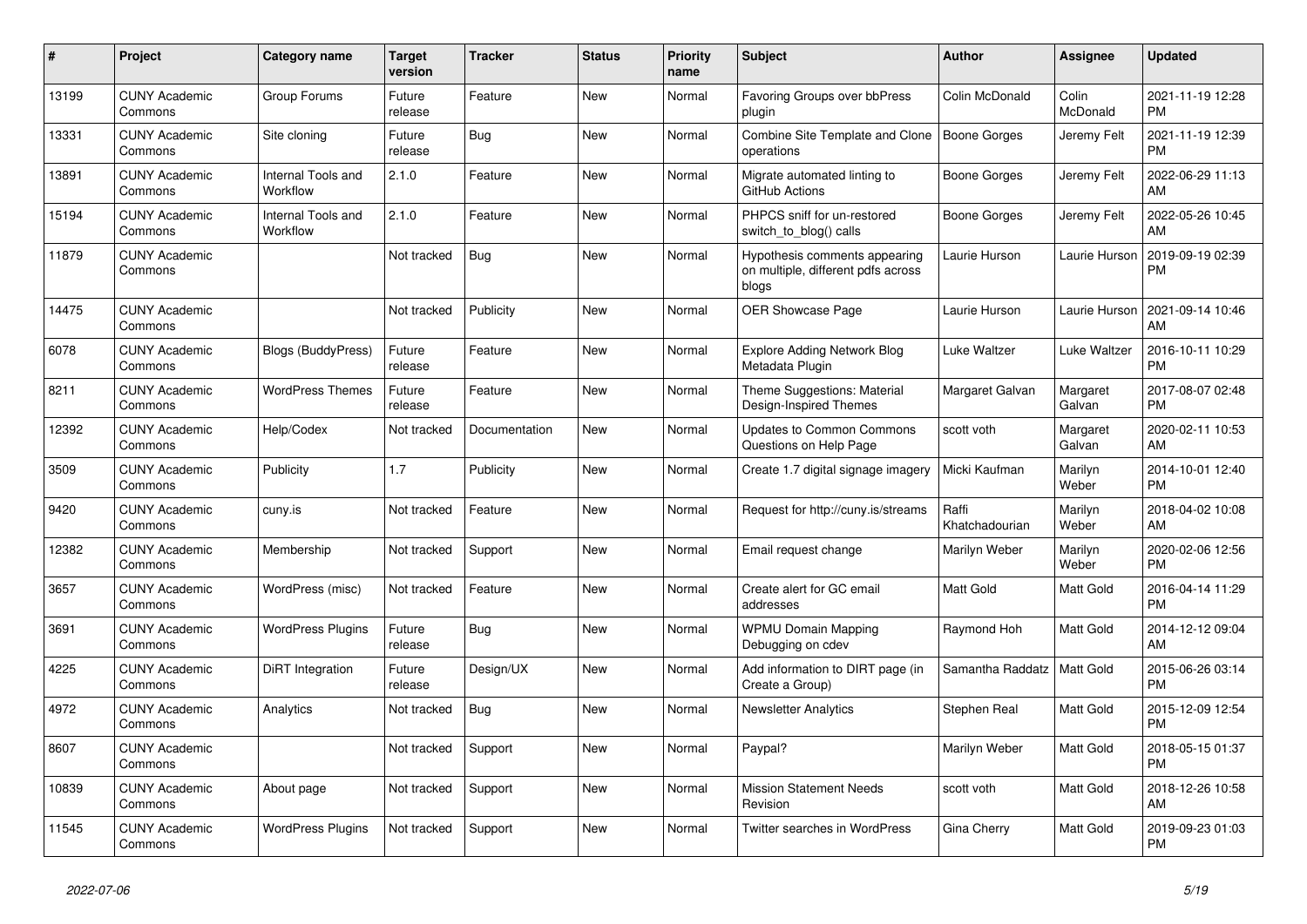| # | Project | Category name | Target version | Tracker | Status | Priority name | Subject | Author | Assignee | Updated |
|---|---|---|---|---|---|---|---|---|---|---|
| 13199 | CUNY Academic Commons | Group Forums | Future release | Feature | New | Normal | Favoring Groups over bbPress plugin | Colin McDonald | Colin McDonald | 2021-11-19 12:28 PM |
| 13331 | CUNY Academic Commons | Site cloning | Future release | Bug | New | Normal | Combine Site Template and Clone operations | Boone Gorges | Jeremy Felt | 2021-11-19 12:39 PM |
| 13891 | CUNY Academic Commons | Internal Tools and Workflow | 2.1.0 | Feature | New | Normal | Migrate automated linting to GitHub Actions | Boone Gorges | Jeremy Felt | 2022-06-29 11:13 AM |
| 15194 | CUNY Academic Commons | Internal Tools and Workflow | 2.1.0 | Feature | New | Normal | PHPCS sniff for un-restored switch_to_blog() calls | Boone Gorges | Jeremy Felt | 2022-05-26 10:45 AM |
| 11879 | CUNY Academic Commons | | Not tracked | Bug | New | Normal | Hypothesis comments appearing on multiple, different pdfs across blogs | Laurie Hurson | Laurie Hurson | 2019-09-19 02:39 PM |
| 14475 | CUNY Academic Commons | | Not tracked | Publicity | New | Normal | OER Showcase Page | Laurie Hurson | Laurie Hurson | 2021-09-14 10:46 AM |
| 6078 | CUNY Academic Commons | Blogs (BuddyPress) | Future release | Feature | New | Normal | Explore Adding Network Blog Metadata Plugin | Luke Waltzer | Luke Waltzer | 2016-10-11 10:29 PM |
| 8211 | CUNY Academic Commons | WordPress Themes | Future release | Feature | New | Normal | Theme Suggestions: Material Design-Inspired Themes | Margaret Galvan | Margaret Galvan | 2017-08-07 02:48 PM |
| 12392 | CUNY Academic Commons | Help/Codex | Not tracked | Documentation | New | Normal | Updates to Common Commons Questions on Help Page | scott voth | Margaret Galvan | 2020-02-11 10:53 AM |
| 3509 | CUNY Academic Commons | Publicity | 1.7 | Publicity | New | Normal | Create 1.7 digital signage imagery | Micki Kaufman | Marilyn Weber | 2014-10-01 12:40 PM |
| 9420 | CUNY Academic Commons | cuny.is | Not tracked | Feature | New | Normal | Request for http://cuny.is/streams | Raffi Khatchadourian | Marilyn Weber | 2018-04-02 10:08 AM |
| 12382 | CUNY Academic Commons | Membership | Not tracked | Support | New | Normal | Email request change | Marilyn Weber | Marilyn Weber | 2020-02-06 12:56 PM |
| 3657 | CUNY Academic Commons | WordPress (misc) | Not tracked | Feature | New | Normal | Create alert for GC email addresses | Matt Gold | Matt Gold | 2016-04-14 11:29 PM |
| 3691 | CUNY Academic Commons | WordPress Plugins | Future release | Bug | New | Normal | WPMU Domain Mapping Debugging on cdev | Raymond Hoh | Matt Gold | 2014-12-12 09:04 AM |
| 4225 | CUNY Academic Commons | DiRT Integration | Future release | Design/UX | New | Normal | Add information to DIRT page (in Create a Group) | Samantha Raddatz | Matt Gold | 2015-06-26 03:14 PM |
| 4972 | CUNY Academic Commons | Analytics | Not tracked | Bug | New | Normal | Newsletter Analytics | Stephen Real | Matt Gold | 2015-12-09 12:54 PM |
| 8607 | CUNY Academic Commons | | Not tracked | Support | New | Normal | Paypal? | Marilyn Weber | Matt Gold | 2018-05-15 01:37 PM |
| 10839 | CUNY Academic Commons | About page | Not tracked | Support | New | Normal | Mission Statement Needs Revision | scott voth | Matt Gold | 2018-12-26 10:58 AM |
| 11545 | CUNY Academic Commons | WordPress Plugins | Not tracked | Support | New | Normal | Twitter searches in WordPress | Gina Cherry | Matt Gold | 2019-09-23 01:03 PM |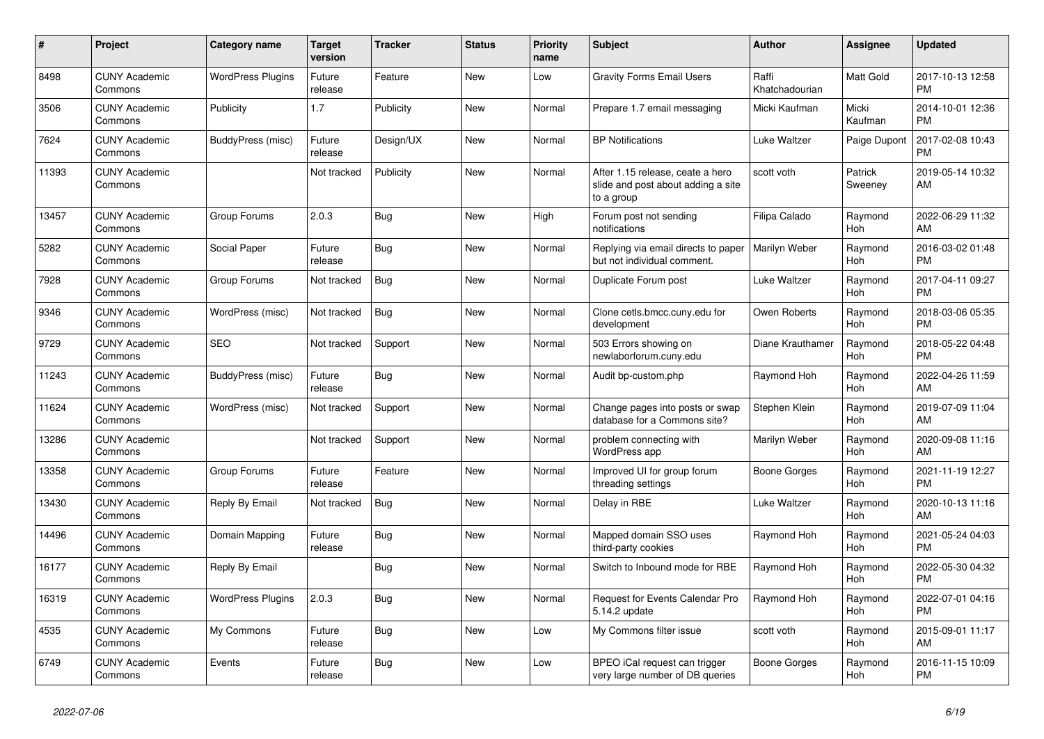| # | Project | Category name | Target version | Tracker | Status | Priority name | Subject | Author | Assignee | Updated |
|---|---|---|---|---|---|---|---|---|---|---|
| 8498 | CUNY Academic Commons | WordPress Plugins | Future release | Feature | New | Low | Gravity Forms Email Users | Raffi Khatchadourian | Matt Gold | 2017-10-13 12:58 PM |
| 3506 | CUNY Academic Commons | Publicity | 1.7 | Publicity | New | Normal | Prepare 1.7 email messaging | Micki Kaufman | Micki Kaufman | 2014-10-01 12:36 PM |
| 7624 | CUNY Academic Commons | BuddyPress (misc) | Future release | Design/UX | New | Normal | BP Notifications | Luke Waltzer | Paige Dupont | 2017-02-08 10:43 PM |
| 11393 | CUNY Academic Commons | | Not tracked | Publicity | New | Normal | After 1.15 release, ceate a hero slide and post about adding a site to a group | scott voth | Patrick Sweeney | 2019-05-14 10:32 AM |
| 13457 | CUNY Academic Commons | Group Forums | 2.0.3 | Bug | New | High | Forum post not sending notifications | Filipa Calado | Raymond Hoh | 2022-06-29 11:32 AM |
| 5282 | CUNY Academic Commons | Social Paper | Future release | Bug | New | Normal | Replying via email directs to paper but not individual comment. | Marilyn Weber | Raymond Hoh | 2016-03-02 01:48 PM |
| 7928 | CUNY Academic Commons | Group Forums | Not tracked | Bug | New | Normal | Duplicate Forum post | Luke Waltzer | Raymond Hoh | 2017-04-11 09:27 PM |
| 9346 | CUNY Academic Commons | WordPress (misc) | Not tracked | Bug | New | Normal | Clone cetls.bmcc.cuny.edu for development | Owen Roberts | Raymond Hoh | 2018-03-06 05:35 PM |
| 9729 | CUNY Academic Commons | SEO | Not tracked | Support | New | Normal | 503 Errors showing on newlaborforum.cuny.edu | Diane Krauthamer | Raymond Hoh | 2018-05-22 04:48 PM |
| 11243 | CUNY Academic Commons | BuddyPress (misc) | Future release | Bug | New | Normal | Audit bp-custom.php | Raymond Hoh | Raymond Hoh | 2022-04-26 11:59 AM |
| 11624 | CUNY Academic Commons | WordPress (misc) | Not tracked | Support | New | Normal | Change pages into posts or swap database for a Commons site? | Stephen Klein | Raymond Hoh | 2019-07-09 11:04 AM |
| 13286 | CUNY Academic Commons | | Not tracked | Support | New | Normal | problem connecting with WordPress app | Marilyn Weber | Raymond Hoh | 2020-09-08 11:16 AM |
| 13358 | CUNY Academic Commons | Group Forums | Future release | Feature | New | Normal | Improved UI for group forum threading settings | Boone Gorges | Raymond Hoh | 2021-11-19 12:27 PM |
| 13430 | CUNY Academic Commons | Reply By Email | Not tracked | Bug | New | Normal | Delay in RBE | Luke Waltzer | Raymond Hoh | 2020-10-13 11:16 AM |
| 14496 | CUNY Academic Commons | Domain Mapping | Future release | Bug | New | Normal | Mapped domain SSO uses third-party cookies | Raymond Hoh | Raymond Hoh | 2021-05-24 04:03 PM |
| 16177 | CUNY Academic Commons | Reply By Email | | Bug | New | Normal | Switch to Inbound mode for RBE | Raymond Hoh | Raymond Hoh | 2022-05-30 04:32 PM |
| 16319 | CUNY Academic Commons | WordPress Plugins | 2.0.3 | Bug | New | Normal | Request for Events Calendar Pro 5.14.2 update | Raymond Hoh | Raymond Hoh | 2022-07-01 04:16 PM |
| 4535 | CUNY Academic Commons | My Commons | Future release | Bug | New | Low | My Commons filter issue | scott voth | Raymond Hoh | 2015-09-01 11:17 AM |
| 6749 | CUNY Academic Commons | Events | Future release | Bug | New | Low | BPEO iCal request can trigger very large number of DB queries | Boone Gorges | Raymond Hoh | 2016-11-15 10:09 PM |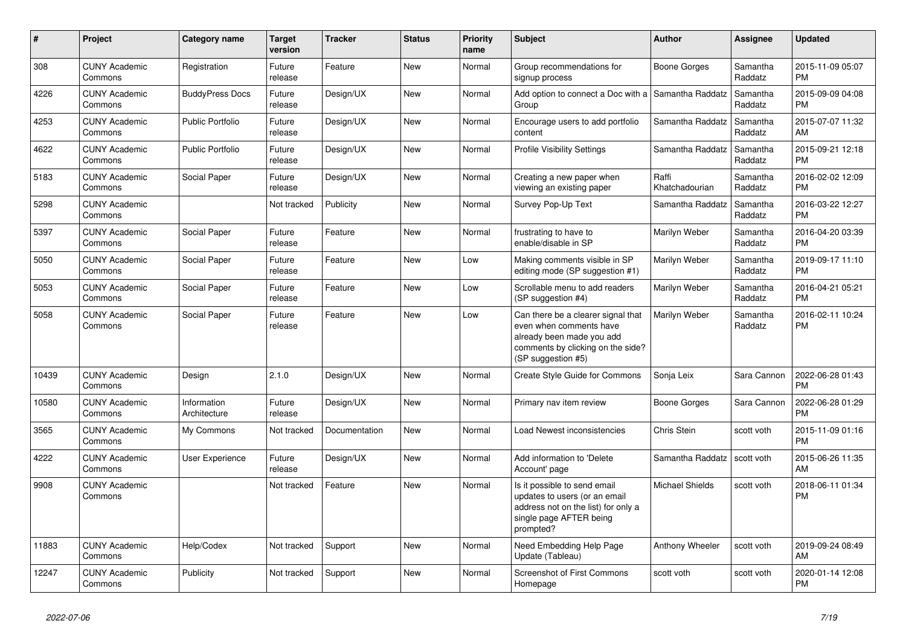| # | Project | Category name | Target version | Tracker | Status | Priority name | Subject | Author | Assignee | Updated |
|---|---|---|---|---|---|---|---|---|---|---|
| 308 | CUNY Academic Commons | Registration | Future release | Feature | New | Normal | Group recommendations for signup process | Boone Gorges | Samantha Raddatz | 2015-11-09 05:07 PM |
| 4226 | CUNY Academic Commons | BuddyPress Docs | Future release | Design/UX | New | Normal | Add option to connect a Doc with a Group | Samantha Raddatz | Samantha Raddatz | 2015-09-09 04:08 PM |
| 4253 | CUNY Academic Commons | Public Portfolio | Future release | Design/UX | New | Normal | Encourage users to add portfolio content | Samantha Raddatz | Samantha Raddatz | 2015-07-07 11:32 AM |
| 4622 | CUNY Academic Commons | Public Portfolio | Future release | Design/UX | New | Normal | Profile Visibility Settings | Samantha Raddatz | Samantha Raddatz | 2015-09-21 12:18 PM |
| 5183 | CUNY Academic Commons | Social Paper | Future release | Design/UX | New | Normal | Creating a new paper when viewing an existing paper | Raffi Khatchadourian | Samantha Raddatz | 2016-02-02 12:09 PM |
| 5298 | CUNY Academic Commons | | Not tracked | Publicity | New | Normal | Survey Pop-Up Text | Samantha Raddatz | Samantha Raddatz | 2016-03-22 12:27 PM |
| 5397 | CUNY Academic Commons | Social Paper | Future release | Feature | New | Normal | frustrating to have to enable/disable in SP | Marilyn Weber | Samantha Raddatz | 2016-04-20 03:39 PM |
| 5050 | CUNY Academic Commons | Social Paper | Future release | Feature | New | Low | Making comments visible in SP editing mode (SP suggestion #1) | Marilyn Weber | Samantha Raddatz | 2019-09-17 11:10 PM |
| 5053 | CUNY Academic Commons | Social Paper | Future release | Feature | New | Low | Scrollable menu to add readers (SP suggestion #4) | Marilyn Weber | Samantha Raddatz | 2016-04-21 05:21 PM |
| 5058 | CUNY Academic Commons | Social Paper | Future release | Feature | New | Low | Can there be a clearer signal that even when comments have already been made you add comments by clicking on the side? (SP suggestion #5) | Marilyn Weber | Samantha Raddatz | 2016-02-11 10:24 PM |
| 10439 | CUNY Academic Commons | Design | 2.1.0 | Design/UX | New | Normal | Create Style Guide for Commons | Sonja Leix | Sara Cannon | 2022-06-28 01:43 PM |
| 10580 | CUNY Academic Commons | Information Architecture | Future release | Design/UX | New | Normal | Primary nav item review | Boone Gorges | Sara Cannon | 2022-06-28 01:29 PM |
| 3565 | CUNY Academic Commons | My Commons | Not tracked | Documentation | New | Normal | Load Newest inconsistencies | Chris Stein | scott voth | 2015-11-09 01:16 PM |
| 4222 | CUNY Academic Commons | User Experience | Future release | Design/UX | New | Normal | Add information to 'Delete Account' page | Samantha Raddatz | scott voth | 2015-06-26 11:35 AM |
| 9908 | CUNY Academic Commons | | Not tracked | Feature | New | Normal | Is it possible to send email updates to users (or an email address not on the list) for only a single page AFTER being prompted? | Michael Shields | scott voth | 2018-06-11 01:34 PM |
| 11883 | CUNY Academic Commons | Help/Codex | Not tracked | Support | New | Normal | Need Embedding Help Page Update (Tableau) | Anthony Wheeler | scott voth | 2019-09-24 08:49 AM |
| 12247 | CUNY Academic Commons | Publicity | Not tracked | Support | New | Normal | Screenshot of First Commons Homepage | scott voth | scott voth | 2020-01-14 12:08 PM |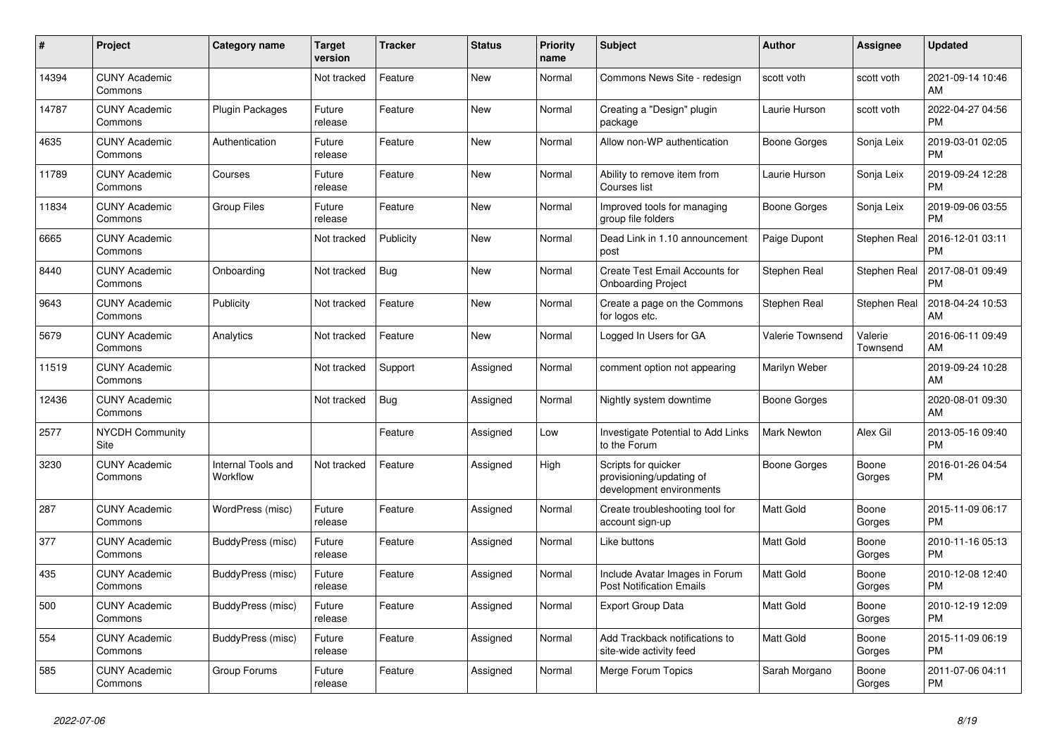| # | Project | Category name | Target version | Tracker | Status | Priority name | Subject | Author | Assignee | Updated |
|---|---|---|---|---|---|---|---|---|---|---|
| 14394 | CUNY Academic Commons | | Not tracked | Feature | New | Normal | Commons News Site - redesign | scott voth | scott voth | 2021-09-14 10:46 AM |
| 14787 | CUNY Academic Commons | Plugin Packages | Future release | Feature | New | Normal | Creating a "Design" plugin package | Laurie Hurson | scott voth | 2022-04-27 04:56 PM |
| 4635 | CUNY Academic Commons | Authentication | Future release | Feature | New | Normal | Allow non-WP authentication | Boone Gorges | Sonja Leix | 2019-03-01 02:05 PM |
| 11789 | CUNY Academic Commons | Courses | Future release | Feature | New | Normal | Ability to remove item from Courses list | Laurie Hurson | Sonja Leix | 2019-09-24 12:28 PM |
| 11834 | CUNY Academic Commons | Group Files | Future release | Feature | New | Normal | Improved tools for managing group file folders | Boone Gorges | Sonja Leix | 2019-09-06 03:55 PM |
| 6665 | CUNY Academic Commons | | Not tracked | Publicity | New | Normal | Dead Link in 1.10 announcement post | Paige Dupont | Stephen Real | 2016-12-01 03:11 PM |
| 8440 | CUNY Academic Commons | Onboarding | Not tracked | Bug | New | Normal | Create Test Email Accounts for Onboarding Project | Stephen Real | Stephen Real | 2017-08-01 09:49 PM |
| 9643 | CUNY Academic Commons | Publicity | Not tracked | Feature | New | Normal | Create a page on the Commons for logos etc. | Stephen Real | Stephen Real | 2018-04-24 10:53 AM |
| 5679 | CUNY Academic Commons | Analytics | Not tracked | Feature | New | Normal | Logged In Users for GA | Valerie Townsend | Valerie Townsend | 2016-06-11 09:49 AM |
| 11519 | CUNY Academic Commons | | Not tracked | Support | Assigned | Normal | comment option not appearing | Marilyn Weber | | 2019-09-24 10:28 AM |
| 12436 | CUNY Academic Commons | | Not tracked | Bug | Assigned | Normal | Nightly system downtime | Boone Gorges | | 2020-08-01 09:30 AM |
| 2577 | NYCDH Community Site | | | Feature | Assigned | Low | Investigate Potential to Add Links to the Forum | Mark Newton | Alex Gil | 2013-05-16 09:40 PM |
| 3230 | CUNY Academic Commons | Internal Tools and Workflow | Not tracked | Feature | Assigned | High | Scripts for quicker provisioning/updating of development environments | Boone Gorges | Boone Gorges | 2016-01-26 04:54 PM |
| 287 | CUNY Academic Commons | WordPress (misc) | Future release | Feature | Assigned | Normal | Create troubleshooting tool for account sign-up | Matt Gold | Boone Gorges | 2015-11-09 06:17 PM |
| 377 | CUNY Academic Commons | BuddyPress (misc) | Future release | Feature | Assigned | Normal | Like buttons | Matt Gold | Boone Gorges | 2010-11-16 05:13 PM |
| 435 | CUNY Academic Commons | BuddyPress (misc) | Future release | Feature | Assigned | Normal | Include Avatar Images in Forum Post Notification Emails | Matt Gold | Boone Gorges | 2010-12-08 12:40 PM |
| 500 | CUNY Academic Commons | BuddyPress (misc) | Future release | Feature | Assigned | Normal | Export Group Data | Matt Gold | Boone Gorges | 2010-12-19 12:09 PM |
| 554 | CUNY Academic Commons | BuddyPress (misc) | Future release | Feature | Assigned | Normal | Add Trackback notifications to site-wide activity feed | Matt Gold | Boone Gorges | 2015-11-09 06:19 PM |
| 585 | CUNY Academic Commons | Group Forums | Future release | Feature | Assigned | Normal | Merge Forum Topics | Sarah Morgano | Boone Gorges | 2011-07-06 04:11 PM |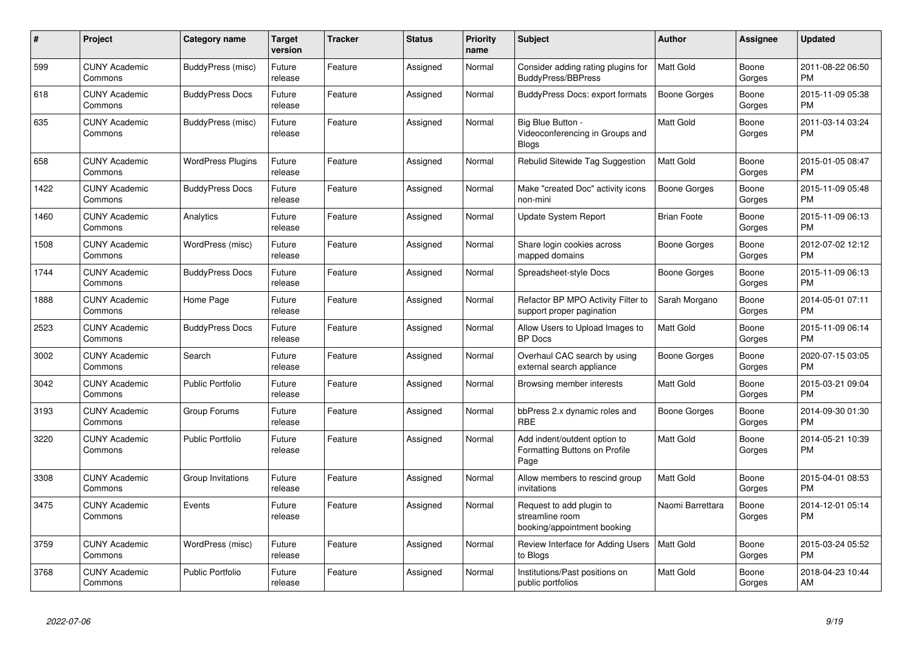| # | Project | Category name | Target version | Tracker | Status | Priority name | Subject | Author | Assignee | Updated |
|---|---|---|---|---|---|---|---|---|---|---|
| 599 | CUNY Academic Commons | BuddyPress (misc) | Future release | Feature | Assigned | Normal | Consider adding rating plugins for BuddyPress/BBPress | Matt Gold | Boone Gorges | 2011-08-22 06:50 PM |
| 618 | CUNY Academic Commons | BuddyPress Docs | Future release | Feature | Assigned | Normal | BuddyPress Docs: export formats | Boone Gorges | Boone Gorges | 2015-11-09 05:38 PM |
| 635 | CUNY Academic Commons | BuddyPress (misc) | Future release | Feature | Assigned | Normal | Big Blue Button - Videoconferencing in Groups and Blogs | Matt Gold | Boone Gorges | 2011-03-14 03:24 PM |
| 658 | CUNY Academic Commons | WordPress Plugins | Future release | Feature | Assigned | Normal | Rebulid Sitewide Tag Suggestion | Matt Gold | Boone Gorges | 2015-01-05 08:47 PM |
| 1422 | CUNY Academic Commons | BuddyPress Docs | Future release | Feature | Assigned | Normal | Make "created Doc" activity icons non-mini | Boone Gorges | Boone Gorges | 2015-11-09 05:48 PM |
| 1460 | CUNY Academic Commons | Analytics | Future release | Feature | Assigned | Normal | Update System Report | Brian Foote | Boone Gorges | 2015-11-09 06:13 PM |
| 1508 | CUNY Academic Commons | WordPress (misc) | Future release | Feature | Assigned | Normal | Share login cookies across mapped domains | Boone Gorges | Boone Gorges | 2012-07-02 12:12 PM |
| 1744 | CUNY Academic Commons | BuddyPress Docs | Future release | Feature | Assigned | Normal | Spreadsheet-style Docs | Boone Gorges | Boone Gorges | 2015-11-09 06:13 PM |
| 1888 | CUNY Academic Commons | Home Page | Future release | Feature | Assigned | Normal | Refactor BP MPO Activity Filter to support proper pagination | Sarah Morgano | Boone Gorges | 2014-05-01 07:11 PM |
| 2523 | CUNY Academic Commons | BuddyPress Docs | Future release | Feature | Assigned | Normal | Allow Users to Upload Images to BP Docs | Matt Gold | Boone Gorges | 2015-11-09 06:14 PM |
| 3002 | CUNY Academic Commons | Search | Future release | Feature | Assigned | Normal | Overhaul CAC search by using external search appliance | Boone Gorges | Boone Gorges | 2020-07-15 03:05 PM |
| 3042 | CUNY Academic Commons | Public Portfolio | Future release | Feature | Assigned | Normal | Browsing member interests | Matt Gold | Boone Gorges | 2015-03-21 09:04 PM |
| 3193 | CUNY Academic Commons | Group Forums | Future release | Feature | Assigned | Normal | bbPress 2.x dynamic roles and RBE | Boone Gorges | Boone Gorges | 2014-09-30 01:30 PM |
| 3220 | CUNY Academic Commons | Public Portfolio | Future release | Feature | Assigned | Normal | Add indent/outdent option to Formatting Buttons on Profile Page | Matt Gold | Boone Gorges | 2014-05-21 10:39 PM |
| 3308 | CUNY Academic Commons | Group Invitations | Future release | Feature | Assigned | Normal | Allow members to rescind group invitations | Matt Gold | Boone Gorges | 2015-04-01 08:53 PM |
| 3475 | CUNY Academic Commons | Events | Future release | Feature | Assigned | Normal | Request to add plugin to streamline room booking/appointment booking | Naomi Barrettara | Boone Gorges | 2014-12-01 05:14 PM |
| 3759 | CUNY Academic Commons | WordPress (misc) | Future release | Feature | Assigned | Normal | Review Interface for Adding Users to Blogs | Matt Gold | Boone Gorges | 2015-03-24 05:52 PM |
| 3768 | CUNY Academic Commons | Public Portfolio | Future release | Feature | Assigned | Normal | Institutions/Past positions on public portfolios | Matt Gold | Boone Gorges | 2018-04-23 10:44 AM |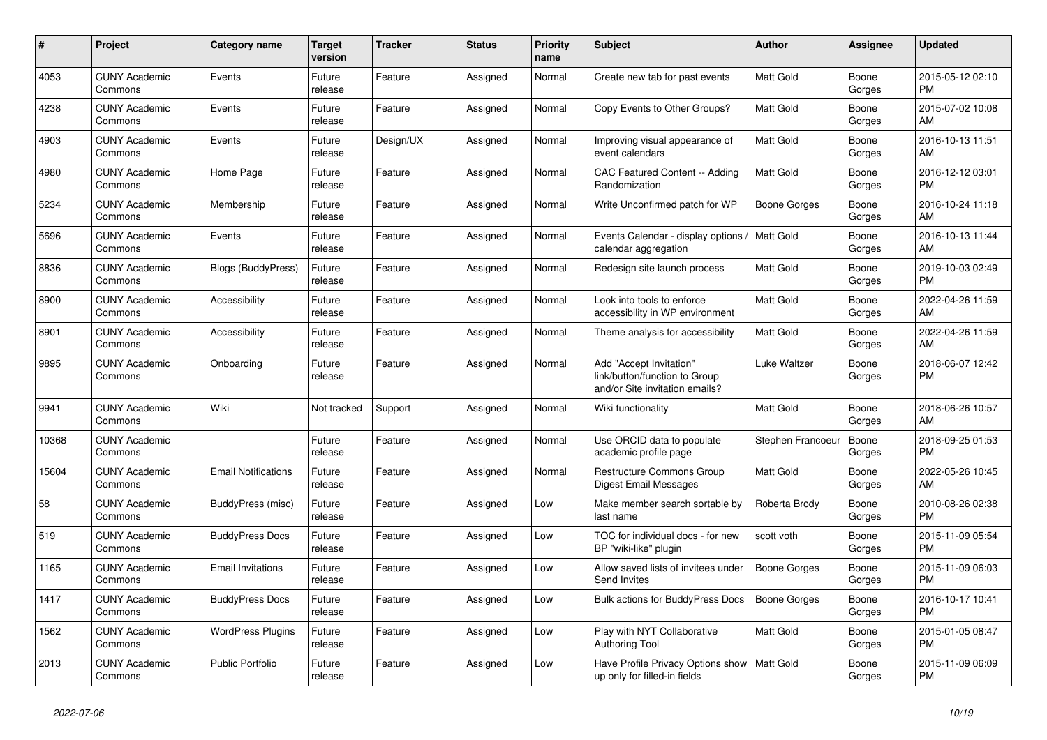| # | Project | Category name | Target version | Tracker | Status | Priority name | Subject | Author | Assignee | Updated |
|---|---|---|---|---|---|---|---|---|---|---|
| 4053 | CUNY Academic Commons | Events | Future release | Feature | Assigned | Normal | Create new tab for past events | Matt Gold | Boone Gorges | 2015-05-12 02:10 PM |
| 4238 | CUNY Academic Commons | Events | Future release | Feature | Assigned | Normal | Copy Events to Other Groups? | Matt Gold | Boone Gorges | 2015-07-02 10:08 AM |
| 4903 | CUNY Academic Commons | Events | Future release | Design/UX | Assigned | Normal | Improving visual appearance of event calendars | Matt Gold | Boone Gorges | 2016-10-13 11:51 AM |
| 4980 | CUNY Academic Commons | Home Page | Future release | Feature | Assigned | Normal | CAC Featured Content -- Adding Randomization | Matt Gold | Boone Gorges | 2016-12-12 03:01 PM |
| 5234 | CUNY Academic Commons | Membership | Future release | Feature | Assigned | Normal | Write Unconfirmed patch for WP | Boone Gorges | Boone Gorges | 2016-10-24 11:18 AM |
| 5696 | CUNY Academic Commons | Events | Future release | Feature | Assigned | Normal | Events Calendar - display options / calendar aggregation | Matt Gold | Boone Gorges | 2016-10-13 11:44 AM |
| 8836 | CUNY Academic Commons | Blogs (BuddyPress) | Future release | Feature | Assigned | Normal | Redesign site launch process | Matt Gold | Boone Gorges | 2019-10-03 02:49 PM |
| 8900 | CUNY Academic Commons | Accessibility | Future release | Feature | Assigned | Normal | Look into tools to enforce accessibility in WP environment | Matt Gold | Boone Gorges | 2022-04-26 11:59 AM |
| 8901 | CUNY Academic Commons | Accessibility | Future release | Feature | Assigned | Normal | Theme analysis for accessibility | Matt Gold | Boone Gorges | 2022-04-26 11:59 AM |
| 9895 | CUNY Academic Commons | Onboarding | Future release | Feature | Assigned | Normal | Add "Accept Invitation" link/button/function to Group and/or Site invitation emails? | Luke Waltzer | Boone Gorges | 2018-06-07 12:42 PM |
| 9941 | CUNY Academic Commons | Wiki | Not tracked | Support | Assigned | Normal | Wiki functionality | Matt Gold | Boone Gorges | 2018-06-26 10:57 AM |
| 10368 | CUNY Academic Commons | | Future release | Feature | Assigned | Normal | Use ORCID data to populate academic profile page | Stephen Francoeur | Boone Gorges | 2018-09-25 01:53 PM |
| 15604 | CUNY Academic Commons | Email Notifications | Future release | Feature | Assigned | Normal | Restructure Commons Group Digest Email Messages | Matt Gold | Boone Gorges | 2022-05-26 10:45 AM |
| 58 | CUNY Academic Commons | BuddyPress (misc) | Future release | Feature | Assigned | Low | Make member search sortable by last name | Roberta Brody | Boone Gorges | 2010-08-26 02:38 PM |
| 519 | CUNY Academic Commons | BuddyPress Docs | Future release | Feature | Assigned | Low | TOC for individual docs - for new BP "wiki-like" plugin | scott voth | Boone Gorges | 2015-11-09 05:54 PM |
| 1165 | CUNY Academic Commons | Email Invitations | Future release | Feature | Assigned | Low | Allow saved lists of invitees under Send Invites | Boone Gorges | Boone Gorges | 2015-11-09 06:03 PM |
| 1417 | CUNY Academic Commons | BuddyPress Docs | Future release | Feature | Assigned | Low | Bulk actions for BuddyPress Docs | Boone Gorges | Boone Gorges | 2016-10-17 10:41 PM |
| 1562 | CUNY Academic Commons | WordPress Plugins | Future release | Feature | Assigned | Low | Play with NYT Collaborative Authoring Tool | Matt Gold | Boone Gorges | 2015-01-05 08:47 PM |
| 2013 | CUNY Academic Commons | Public Portfolio | Future release | Feature | Assigned | Low | Have Profile Privacy Options show up only for filled-in fields | Matt Gold | Boone Gorges | 2015-11-09 06:09 PM |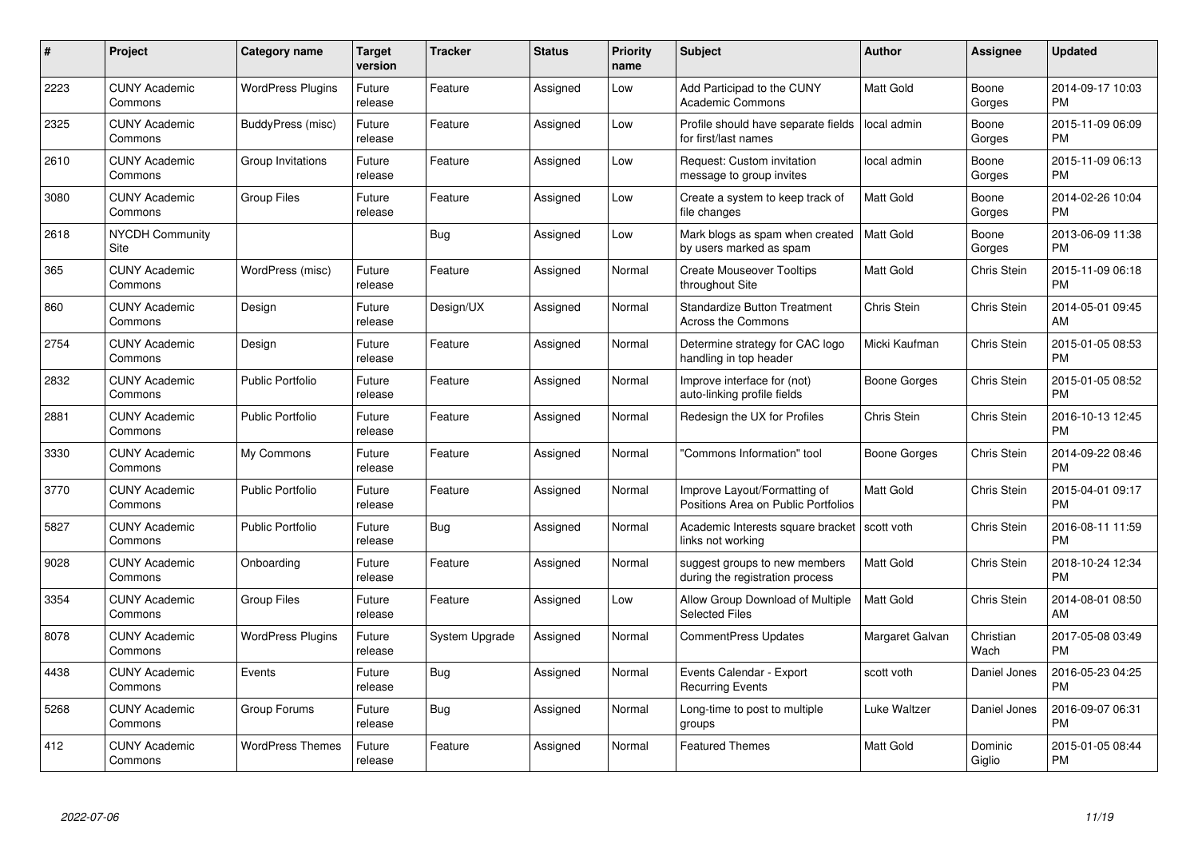| # | Project | Category name | Target version | Tracker | Status | Priority name | Subject | Author | Assignee | Updated |
|---|---|---|---|---|---|---|---|---|---|---|
| 2223 | CUNY Academic Commons | WordPress Plugins | Future release | Feature | Assigned | Low | Add Participad to the CUNY Academic Commons | Matt Gold | Boone Gorges | 2014-09-17 10:03 PM |
| 2325 | CUNY Academic Commons | BuddyPress (misc) | Future release | Feature | Assigned | Low | Profile should have separate fields for first/last names | local admin | Boone Gorges | 2015-11-09 06:09 PM |
| 2610 | CUNY Academic Commons | Group Invitations | Future release | Feature | Assigned | Low | Request: Custom invitation message to group invites | local admin | Boone Gorges | 2015-11-09 06:13 PM |
| 3080 | CUNY Academic Commons | Group Files | Future release | Feature | Assigned | Low | Create a system to keep track of file changes | Matt Gold | Boone Gorges | 2014-02-26 10:04 PM |
| 2618 | NYCDH Community Site | | | Bug | Assigned | Low | Mark blogs as spam when created by users marked as spam | Matt Gold | Boone Gorges | 2013-06-09 11:38 PM |
| 365 | CUNY Academic Commons | WordPress (misc) | Future release | Feature | Assigned | Normal | Create Mouseover Tooltips throughout Site | Matt Gold | Chris Stein | 2015-11-09 06:18 PM |
| 860 | CUNY Academic Commons | Design | Future release | Design/UX | Assigned | Normal | Standardize Button Treatment Across the Commons | Chris Stein | Chris Stein | 2014-05-01 09:45 AM |
| 2754 | CUNY Academic Commons | Design | Future release | Feature | Assigned | Normal | Determine strategy for CAC logo handling in top header | Micki Kaufman | Chris Stein | 2015-01-05 08:53 PM |
| 2832 | CUNY Academic Commons | Public Portfolio | Future release | Feature | Assigned | Normal | Improve interface for (not) auto-linking profile fields | Boone Gorges | Chris Stein | 2015-01-05 08:52 PM |
| 2881 | CUNY Academic Commons | Public Portfolio | Future release | Feature | Assigned | Normal | Redesign the UX for Profiles | Chris Stein | Chris Stein | 2016-10-13 12:45 PM |
| 3330 | CUNY Academic Commons | My Commons | Future release | Feature | Assigned | Normal | "Commons Information" tool | Boone Gorges | Chris Stein | 2014-09-22 08:46 PM |
| 3770 | CUNY Academic Commons | Public Portfolio | Future release | Feature | Assigned | Normal | Improve Layout/Formatting of Positions Area on Public Portfolios | Matt Gold | Chris Stein | 2015-04-01 09:17 PM |
| 5827 | CUNY Academic Commons | Public Portfolio | Future release | Bug | Assigned | Normal | Academic Interests square bracket links not working | scott voth | Chris Stein | 2016-08-11 11:59 PM |
| 9028 | CUNY Academic Commons | Onboarding | Future release | Feature | Assigned | Normal | suggest groups to new members during the registration process | Matt Gold | Chris Stein | 2018-10-24 12:34 PM |
| 3354 | CUNY Academic Commons | Group Files | Future release | Feature | Assigned | Low | Allow Group Download of Multiple Selected Files | Matt Gold | Chris Stein | 2014-08-01 08:50 AM |
| 8078 | CUNY Academic Commons | WordPress Plugins | Future release | System Upgrade | Assigned | Normal | CommentPress Updates | Margaret Galvan | Christian Wach | 2017-05-08 03:49 PM |
| 4438 | CUNY Academic Commons | Events | Future release | Bug | Assigned | Normal | Events Calendar - Export Recurring Events | scott voth | Daniel Jones | 2016-05-23 04:25 PM |
| 5268 | CUNY Academic Commons | Group Forums | Future release | Bug | Assigned | Normal | Long-time to post to multiple groups | Luke Waltzer | Daniel Jones | 2016-09-07 06:31 PM |
| 412 | CUNY Academic Commons | WordPress Themes | Future release | Feature | Assigned | Normal | Featured Themes | Matt Gold | Dominic Giglio | 2015-01-05 08:44 PM |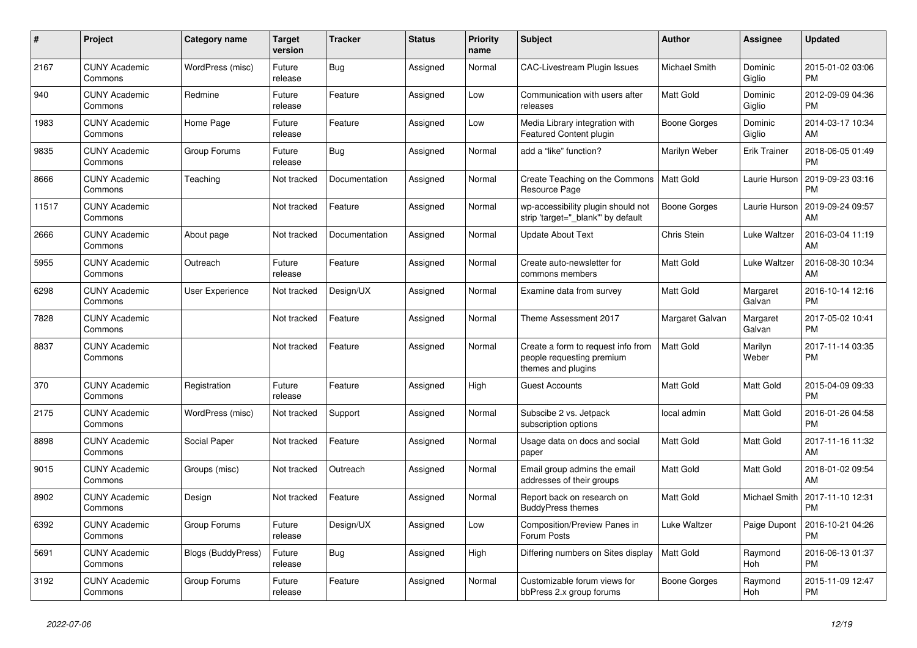| # | Project | Category name | Target version | Tracker | Status | Priority name | Subject | Author | Assignee | Updated |
|---|---|---|---|---|---|---|---|---|---|---|
| 2167 | CUNY Academic Commons | WordPress (misc) | Future release | Bug | Assigned | Normal | CAC-Livestream Plugin Issues | Michael Smith | Dominic Giglio | 2015-01-02 03:06 PM |
| 940 | CUNY Academic Commons | Redmine | Future release | Feature | Assigned | Low | Communication with users after releases | Matt Gold | Dominic Giglio | 2012-09-09 04:36 PM |
| 1983 | CUNY Academic Commons | Home Page | Future release | Feature | Assigned | Low | Media Library integration with Featured Content plugin | Boone Gorges | Dominic Giglio | 2014-03-17 10:34 AM |
| 9835 | CUNY Academic Commons | Group Forums | Future release | Bug | Assigned | Normal | add a "like" function? | Marilyn Weber | Erik Trainer | 2018-06-05 01:49 PM |
| 8666 | CUNY Academic Commons | Teaching | Not tracked | Documentation | Assigned | Normal | Create Teaching on the Commons Resource Page | Matt Gold | Laurie Hurson | 2019-09-23 03:16 PM |
| 11517 | CUNY Academic Commons | | Not tracked | Feature | Assigned | Normal | wp-accessibility plugin should not strip 'target="_blank"' by default | Boone Gorges | Laurie Hurson | 2019-09-24 09:57 AM |
| 2666 | CUNY Academic Commons | About page | Not tracked | Documentation | Assigned | Normal | Update About Text | Chris Stein | Luke Waltzer | 2016-03-04 11:19 AM |
| 5955 | CUNY Academic Commons | Outreach | Future release | Feature | Assigned | Normal | Create auto-newsletter for commons members | Matt Gold | Luke Waltzer | 2016-08-30 10:34 AM |
| 6298 | CUNY Academic Commons | User Experience | Not tracked | Design/UX | Assigned | Normal | Examine data from survey | Matt Gold | Margaret Galvan | 2016-10-14 12:16 PM |
| 7828 | CUNY Academic Commons | | Not tracked | Feature | Assigned | Normal | Theme Assessment 2017 | Margaret Galvan | Margaret Galvan | 2017-05-02 10:41 PM |
| 8837 | CUNY Academic Commons | | Not tracked | Feature | Assigned | Normal | Create a form to request info from people requesting premium themes and plugins | Matt Gold | Marilyn Weber | 2017-11-14 03:35 PM |
| 370 | CUNY Academic Commons | Registration | Future release | Feature | Assigned | High | Guest Accounts | Matt Gold | Matt Gold | 2015-04-09 09:33 PM |
| 2175 | CUNY Academic Commons | WordPress (misc) | Not tracked | Support | Assigned | Normal | Subscibe 2 vs. Jetpack subscription options | local admin | Matt Gold | 2016-01-26 04:58 PM |
| 8898 | CUNY Academic Commons | Social Paper | Not tracked | Feature | Assigned | Normal | Usage data on docs and social paper | Matt Gold | Matt Gold | 2017-11-16 11:32 AM |
| 9015 | CUNY Academic Commons | Groups (misc) | Not tracked | Outreach | Assigned | Normal | Email group admins the email addresses of their groups | Matt Gold | Matt Gold | 2018-01-02 09:54 AM |
| 8902 | CUNY Academic Commons | Design | Not tracked | Feature | Assigned | Normal | Report back on research on BuddyPress themes | Matt Gold | Michael Smith | 2017-11-10 12:31 PM |
| 6392 | CUNY Academic Commons | Group Forums | Future release | Design/UX | Assigned | Low | Composition/Preview Panes in Forum Posts | Luke Waltzer | Paige Dupont | 2016-10-21 04:26 PM |
| 5691 | CUNY Academic Commons | Blogs (BuddyPress) | Future release | Bug | Assigned | High | Differing numbers on Sites display | Matt Gold | Raymond Hoh | 2016-06-13 01:37 PM |
| 3192 | CUNY Academic Commons | Group Forums | Future release | Feature | Assigned | Normal | Customizable forum views for bbPress 2.x group forums | Boone Gorges | Raymond Hoh | 2015-11-09 12:47 PM |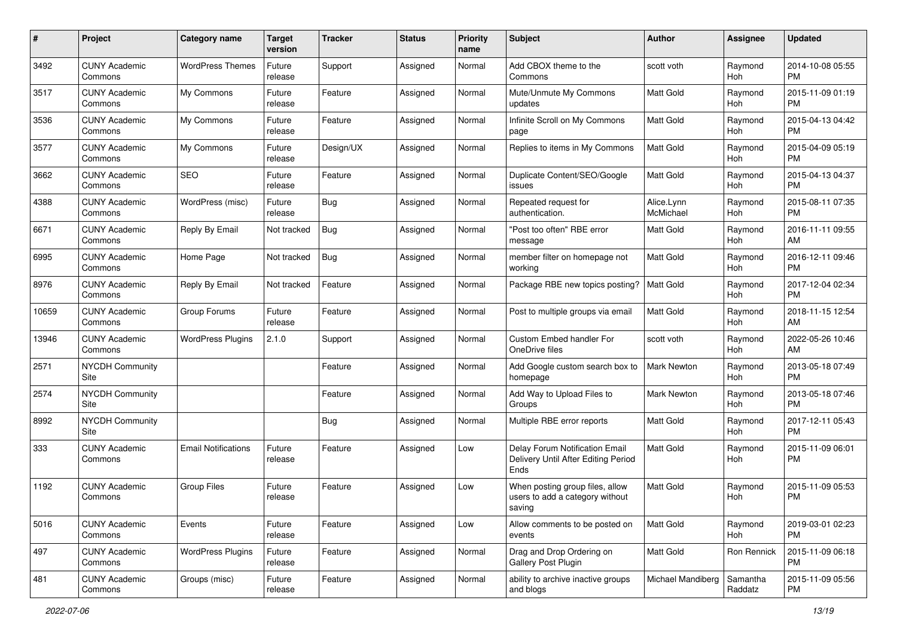| # | Project | Category name | Target version | Tracker | Status | Priority name | Subject | Author | Assignee | Updated |
| --- | --- | --- | --- | --- | --- | --- | --- | --- | --- | --- |
| 3492 | CUNY Academic Commons | WordPress Themes | Future release | Support | Assigned | Normal | Add CBOX theme to the Commons | scott voth | Raymond Hoh | 2014-10-08 05:55 PM |
| 3517 | CUNY Academic Commons | My Commons | Future release | Feature | Assigned | Normal | Mute/Unmute My Commons updates | Matt Gold | Raymond Hoh | 2015-11-09 01:19 PM |
| 3536 | CUNY Academic Commons | My Commons | Future release | Feature | Assigned | Normal | Infinite Scroll on My Commons page | Matt Gold | Raymond Hoh | 2015-04-13 04:42 PM |
| 3577 | CUNY Academic Commons | My Commons | Future release | Design/UX | Assigned | Normal | Replies to items in My Commons | Matt Gold | Raymond Hoh | 2015-04-09 05:19 PM |
| 3662 | CUNY Academic Commons | SEO | Future release | Feature | Assigned | Normal | Duplicate Content/SEO/Google issues | Matt Gold | Raymond Hoh | 2015-04-13 04:37 PM |
| 4388 | CUNY Academic Commons | WordPress (misc) | Future release | Bug | Assigned | Normal | Repeated request for authentication. | Alice.Lynn McMichael | Raymond Hoh | 2015-08-11 07:35 PM |
| 6671 | CUNY Academic Commons | Reply By Email | Not tracked | Bug | Assigned | Normal | "Post too often" RBE error message | Matt Gold | Raymond Hoh | 2016-11-11 09:55 AM |
| 6995 | CUNY Academic Commons | Home Page | Not tracked | Bug | Assigned | Normal | member filter on homepage not working | Matt Gold | Raymond Hoh | 2016-12-11 09:46 PM |
| 8976 | CUNY Academic Commons | Reply By Email | Not tracked | Feature | Assigned | Normal | Package RBE new topics posting? | Matt Gold | Raymond Hoh | 2017-12-04 02:34 PM |
| 10659 | CUNY Academic Commons | Group Forums | Future release | Feature | Assigned | Normal | Post to multiple groups via email | Matt Gold | Raymond Hoh | 2018-11-15 12:54 AM |
| 13946 | CUNY Academic Commons | WordPress Plugins | 2.1.0 | Support | Assigned | Normal | Custom Embed handler For OneDrive files | scott voth | Raymond Hoh | 2022-05-26 10:46 AM |
| 2571 | NYCDH Community Site | | | Feature | Assigned | Normal | Add Google custom search box to homepage | Mark Newton | Raymond Hoh | 2013-05-18 07:49 PM |
| 2574 | NYCDH Community Site | | | Feature | Assigned | Normal | Add Way to Upload Files to Groups | Mark Newton | Raymond Hoh | 2013-05-18 07:46 PM |
| 8992 | NYCDH Community Site | | | Bug | Assigned | Normal | Multiple RBE error reports | Matt Gold | Raymond Hoh | 2017-12-11 05:43 PM |
| 333 | CUNY Academic Commons | Email Notifications | Future release | Feature | Assigned | Low | Delay Forum Notification Email Delivery Until After Editing Period Ends | Matt Gold | Raymond Hoh | 2015-11-09 06:01 PM |
| 1192 | CUNY Academic Commons | Group Files | Future release | Feature | Assigned | Low | When posting group files, allow users to add a category without saving | Matt Gold | Raymond Hoh | 2015-11-09 05:53 PM |
| 5016 | CUNY Academic Commons | Events | Future release | Feature | Assigned | Low | Allow comments to be posted on events | Matt Gold | Raymond Hoh | 2019-03-01 02:23 PM |
| 497 | CUNY Academic Commons | WordPress Plugins | Future release | Feature | Assigned | Normal | Drag and Drop Ordering on Gallery Post Plugin | Matt Gold | Ron Rennick | 2015-11-09 06:18 PM |
| 481 | CUNY Academic Commons | Groups (misc) | Future release | Feature | Assigned | Normal | ability to archive inactive groups and blogs | Michael Mandiberg | Samantha Raddatz | 2015-11-09 05:56 PM |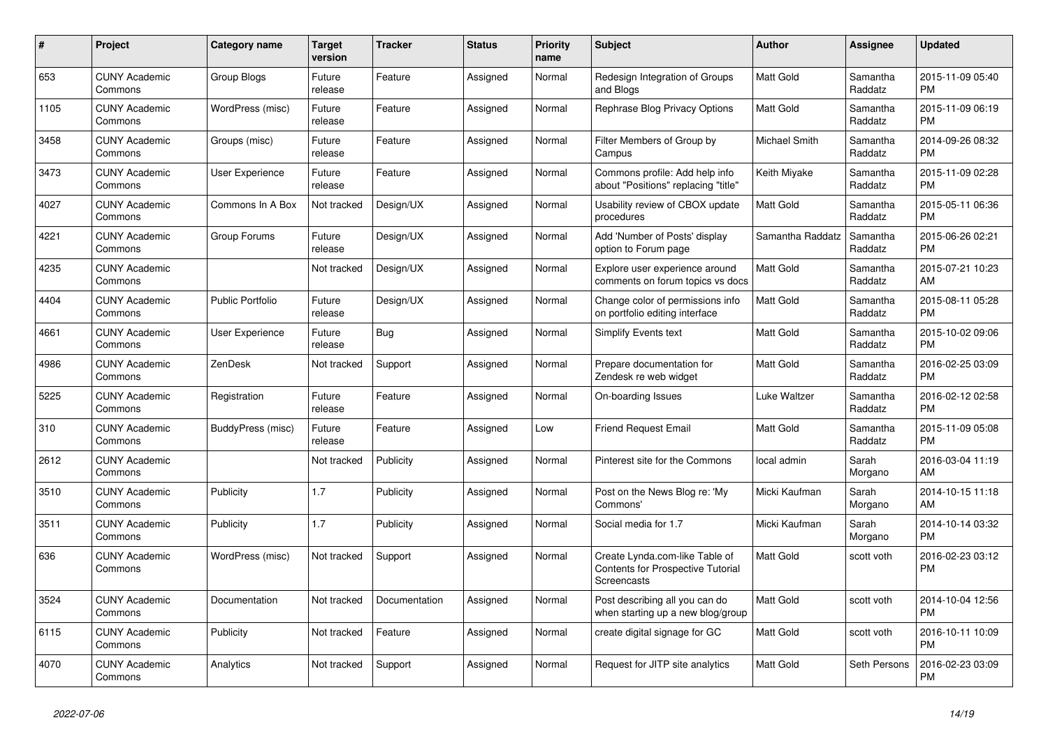| # | Project | Category name | Target version | Tracker | Status | Priority name | Subject | Author | Assignee | Updated |
|---|---|---|---|---|---|---|---|---|---|---|
| 653 | CUNY Academic Commons | Group Blogs | Future release | Feature | Assigned | Normal | Redesign Integration of Groups and Blogs | Matt Gold | Samantha Raddatz | 2015-11-09 05:40 PM |
| 1105 | CUNY Academic Commons | WordPress (misc) | Future release | Feature | Assigned | Normal | Rephrase Blog Privacy Options | Matt Gold | Samantha Raddatz | 2015-11-09 06:19 PM |
| 3458 | CUNY Academic Commons | Groups (misc) | Future release | Feature | Assigned | Normal | Filter Members of Group by Campus | Michael Smith | Samantha Raddatz | 2014-09-26 08:32 PM |
| 3473 | CUNY Academic Commons | User Experience | Future release | Feature | Assigned | Normal | Commons profile: Add help info about "Positions" replacing "title" | Keith Miyake | Samantha Raddatz | 2015-11-09 02:28 PM |
| 4027 | CUNY Academic Commons | Commons In A Box | Not tracked | Design/UX | Assigned | Normal | Usability review of CBOX update procedures | Matt Gold | Samantha Raddatz | 2015-05-11 06:36 PM |
| 4221 | CUNY Academic Commons | Group Forums | Future release | Design/UX | Assigned | Normal | Add 'Number of Posts' display option to Forum page | Samantha Raddatz | Samantha Raddatz | 2015-06-26 02:21 PM |
| 4235 | CUNY Academic Commons | | Not tracked | Design/UX | Assigned | Normal | Explore user experience around comments on forum topics vs docs | Matt Gold | Samantha Raddatz | 2015-07-21 10:23 AM |
| 4404 | CUNY Academic Commons | Public Portfolio | Future release | Design/UX | Assigned | Normal | Change color of permissions info on portfolio editing interface | Matt Gold | Samantha Raddatz | 2015-08-11 05:28 PM |
| 4661 | CUNY Academic Commons | User Experience | Future release | Bug | Assigned | Normal | Simplify Events text | Matt Gold | Samantha Raddatz | 2015-10-02 09:06 PM |
| 4986 | CUNY Academic Commons | ZenDesk | Not tracked | Support | Assigned | Normal | Prepare documentation for Zendesk re web widget | Matt Gold | Samantha Raddatz | 2016-02-25 03:09 PM |
| 5225 | CUNY Academic Commons | Registration | Future release | Feature | Assigned | Normal | On-boarding Issues | Luke Waltzer | Samantha Raddatz | 2016-02-12 02:58 PM |
| 310 | CUNY Academic Commons | BuddyPress (misc) | Future release | Feature | Assigned | Low | Friend Request Email | Matt Gold | Samantha Raddatz | 2015-11-09 05:08 PM |
| 2612 | CUNY Academic Commons | | Not tracked | Publicity | Assigned | Normal | Pinterest site for the Commons | local admin | Sarah Morgano | 2016-03-04 11:19 AM |
| 3510 | CUNY Academic Commons | Publicity | 1.7 | Publicity | Assigned | Normal | Post on the News Blog re: 'My Commons' | Micki Kaufman | Sarah Morgano | 2014-10-15 11:18 AM |
| 3511 | CUNY Academic Commons | Publicity | 1.7 | Publicity | Assigned | Normal | Social media for 1.7 | Micki Kaufman | Sarah Morgano | 2014-10-14 03:32 PM |
| 636 | CUNY Academic Commons | WordPress (misc) | Not tracked | Support | Assigned | Normal | Create Lynda.com-like Table of Contents for Prospective Tutorial Screencasts | Matt Gold | scott voth | 2016-02-23 03:12 PM |
| 3524 | CUNY Academic Commons | Documentation | Not tracked | Documentation | Assigned | Normal | Post describing all you can do when starting up a new blog/group | Matt Gold | scott voth | 2014-10-04 12:56 PM |
| 6115 | CUNY Academic Commons | Publicity | Not tracked | Feature | Assigned | Normal | create digital signage for GC | Matt Gold | scott voth | 2016-10-11 10:09 PM |
| 4070 | CUNY Academic Commons | Analytics | Not tracked | Support | Assigned | Normal | Request for JITP site analytics | Matt Gold | Seth Persons | 2016-02-23 03:09 PM |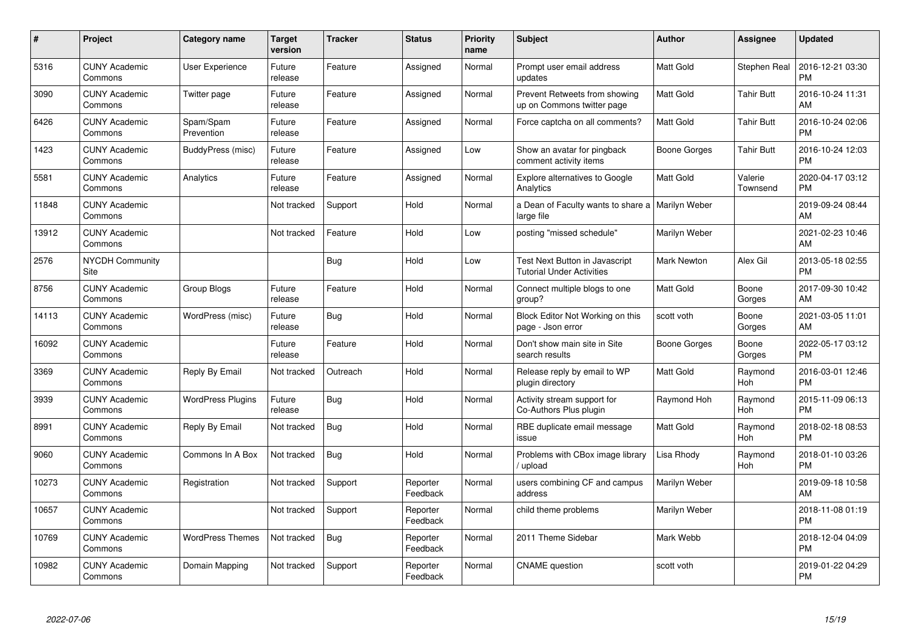| # | Project | Category name | Target version | Tracker | Status | Priority name | Subject | Author | Assignee | Updated |
|---|---|---|---|---|---|---|---|---|---|---|
| 5316 | CUNY Academic Commons | User Experience | Future release | Feature | Assigned | Normal | Prompt user email address updates | Matt Gold | Stephen Real | 2016-12-21 03:30 PM |
| 3090 | CUNY Academic Commons | Twitter page | Future release | Feature | Assigned | Normal | Prevent Retweets from showing up on Commons twitter page | Matt Gold | Tahir Butt | 2016-10-24 11:31 AM |
| 6426 | CUNY Academic Commons | Spam/Spam Prevention | Future release | Feature | Assigned | Normal | Force captcha on all comments? | Matt Gold | Tahir Butt | 2016-10-24 02:06 PM |
| 1423 | CUNY Academic Commons | BuddyPress (misc) | Future release | Feature | Assigned | Low | Show an avatar for pingback comment activity items | Boone Gorges | Tahir Butt | 2016-10-24 12:03 PM |
| 5581 | CUNY Academic Commons | Analytics | Future release | Feature | Assigned | Normal | Explore alternatives to Google Analytics | Matt Gold | Valerie Townsend | 2020-04-17 03:12 PM |
| 11848 | CUNY Academic Commons | | Not tracked | Support | Hold | Normal | a Dean of Faculty wants to share a large file | Marilyn Weber | | 2019-09-24 08:44 AM |
| 13912 | CUNY Academic Commons | | Not tracked | Feature | Hold | Low | posting "missed schedule" | Marilyn Weber | | 2021-02-23 10:46 AM |
| 2576 | NYCDH Community Site | | | Bug | Hold | Low | Test Next Button in Javascript Tutorial Under Activities | Mark Newton | Alex Gil | 2013-05-18 02:55 PM |
| 8756 | CUNY Academic Commons | Group Blogs | Future release | Feature | Hold | Normal | Connect multiple blogs to one group? | Matt Gold | Boone Gorges | 2017-09-30 10:42 AM |
| 14113 | CUNY Academic Commons | WordPress (misc) | Future release | Bug | Hold | Normal | Block Editor Not Working on this page - Json error | scott voth | Boone Gorges | 2021-03-05 11:01 AM |
| 16092 | CUNY Academic Commons | | Future release | Feature | Hold | Normal | Don't show main site in Site search results | Boone Gorges | Boone Gorges | 2022-05-17 03:12 PM |
| 3369 | CUNY Academic Commons | Reply By Email | Not tracked | Outreach | Hold | Normal | Release reply by email to WP plugin directory | Matt Gold | Raymond Hoh | 2016-03-01 12:46 PM |
| 3939 | CUNY Academic Commons | WordPress Plugins | Future release | Bug | Hold | Normal | Activity stream support for Co-Authors Plus plugin | Raymond Hoh | Raymond Hoh | 2015-11-09 06:13 PM |
| 8991 | CUNY Academic Commons | Reply By Email | Not tracked | Bug | Hold | Normal | RBE duplicate email message issue | Matt Gold | Raymond Hoh | 2018-02-18 08:53 PM |
| 9060 | CUNY Academic Commons | Commons In A Box | Not tracked | Bug | Hold | Normal | Problems with CBox image library / upload | Lisa Rhody | Raymond Hoh | 2018-01-10 03:26 PM |
| 10273 | CUNY Academic Commons | Registration | Not tracked | Support | Reporter Feedback | Normal | users combining CF and campus address | Marilyn Weber | | 2019-09-18 10:58 AM |
| 10657 | CUNY Academic Commons | | Not tracked | Support | Reporter Feedback | Normal | child theme problems | Marilyn Weber | | 2018-11-08 01:19 PM |
| 10769 | CUNY Academic Commons | WordPress Themes | Not tracked | Bug | Reporter Feedback | Normal | 2011 Theme Sidebar | Mark Webb | | 2018-12-04 04:09 PM |
| 10982 | CUNY Academic Commons | Domain Mapping | Not tracked | Support | Reporter Feedback | Normal | CNAME question | scott voth | | 2019-01-22 04:29 PM |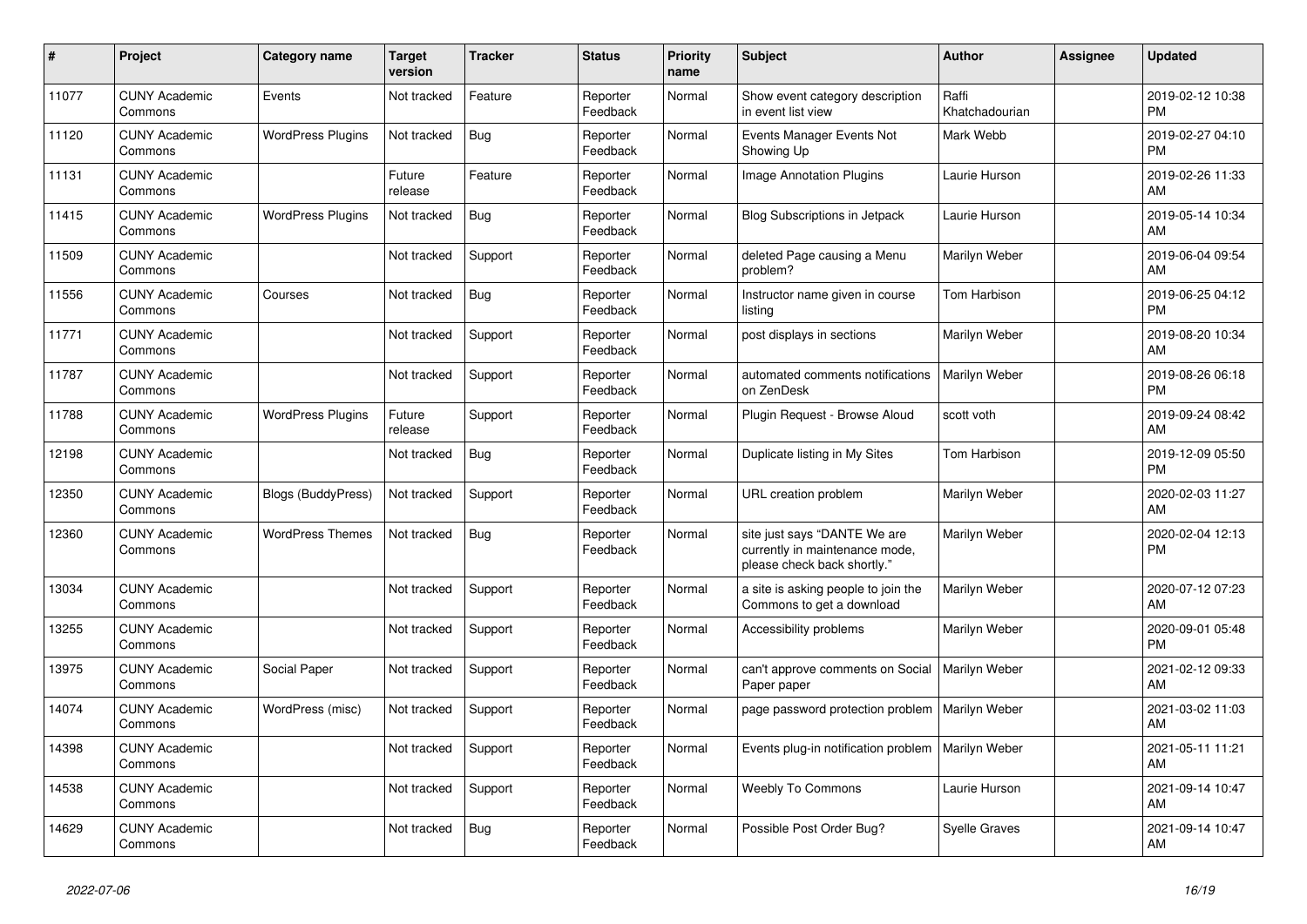| # | Project | Category name | Target version | Tracker | Status | Priority name | Subject | Author | Assignee | Updated |
|---|---|---|---|---|---|---|---|---|---|---|
| 11077 | CUNY Academic Commons | Events | Not tracked | Feature | Reporter Feedback | Normal | Show event category description in event list view | Raffi Khatchadourian | | 2019-02-12 10:38 PM |
| 11120 | CUNY Academic Commons | WordPress Plugins | Not tracked | Bug | Reporter Feedback | Normal | Events Manager Events Not Showing Up | Mark Webb | | 2019-02-27 04:10 PM |
| 11131 | CUNY Academic Commons | | Future release | Feature | Reporter Feedback | Normal | Image Annotation Plugins | Laurie Hurson | | 2019-02-26 11:33 AM |
| 11415 | CUNY Academic Commons | WordPress Plugins | Not tracked | Bug | Reporter Feedback | Normal | Blog Subscriptions in Jetpack | Laurie Hurson | | 2019-05-14 10:34 AM |
| 11509 | CUNY Academic Commons | | Not tracked | Support | Reporter Feedback | Normal | deleted Page causing a Menu problem? | Marilyn Weber | | 2019-06-04 09:54 AM |
| 11556 | CUNY Academic Commons | Courses | Not tracked | Bug | Reporter Feedback | Normal | Instructor name given in course listing | Tom Harbison | | 2019-06-25 04:12 PM |
| 11771 | CUNY Academic Commons | | Not tracked | Support | Reporter Feedback | Normal | post displays in sections | Marilyn Weber | | 2019-08-20 10:34 AM |
| 11787 | CUNY Academic Commons | | Not tracked | Support | Reporter Feedback | Normal | automated comments notifications on ZenDesk | Marilyn Weber | | 2019-08-26 06:18 PM |
| 11788 | CUNY Academic Commons | WordPress Plugins | Future release | Support | Reporter Feedback | Normal | Plugin Request - Browse Aloud | scott voth | | 2019-09-24 08:42 AM |
| 12198 | CUNY Academic Commons | | Not tracked | Bug | Reporter Feedback | Normal | Duplicate listing in My Sites | Tom Harbison | | 2019-12-09 05:50 PM |
| 12350 | CUNY Academic Commons | Blogs (BuddyPress) | Not tracked | Support | Reporter Feedback | Normal | URL creation problem | Marilyn Weber | | 2020-02-03 11:27 AM |
| 12360 | CUNY Academic Commons | WordPress Themes | Not tracked | Bug | Reporter Feedback | Normal | site just says "DANTE We are currently in maintenance mode, please check back shortly." | Marilyn Weber | | 2020-02-04 12:13 PM |
| 13034 | CUNY Academic Commons | | Not tracked | Support | Reporter Feedback | Normal | a site is asking people to join the Commons to get a download | Marilyn Weber | | 2020-07-12 07:23 AM |
| 13255 | CUNY Academic Commons | | Not tracked | Support | Reporter Feedback | Normal | Accessibility problems | Marilyn Weber | | 2020-09-01 05:48 PM |
| 13975 | CUNY Academic Commons | Social Paper | Not tracked | Support | Reporter Feedback | Normal | can't approve comments on Social Paper paper | Marilyn Weber | | 2021-02-12 09:33 AM |
| 14074 | CUNY Academic Commons | WordPress (misc) | Not tracked | Support | Reporter Feedback | Normal | page password protection problem | Marilyn Weber | | 2021-03-02 11:03 AM |
| 14398 | CUNY Academic Commons | | Not tracked | Support | Reporter Feedback | Normal | Events plug-in notification problem | Marilyn Weber | | 2021-05-11 11:21 AM |
| 14538 | CUNY Academic Commons | | Not tracked | Support | Reporter Feedback | Normal | Weebly To Commons | Laurie Hurson | | 2021-09-14 10:47 AM |
| 14629 | CUNY Academic Commons | | Not tracked | Bug | Reporter Feedback | Normal | Possible Post Order Bug? | Syelle Graves | | 2021-09-14 10:47 AM |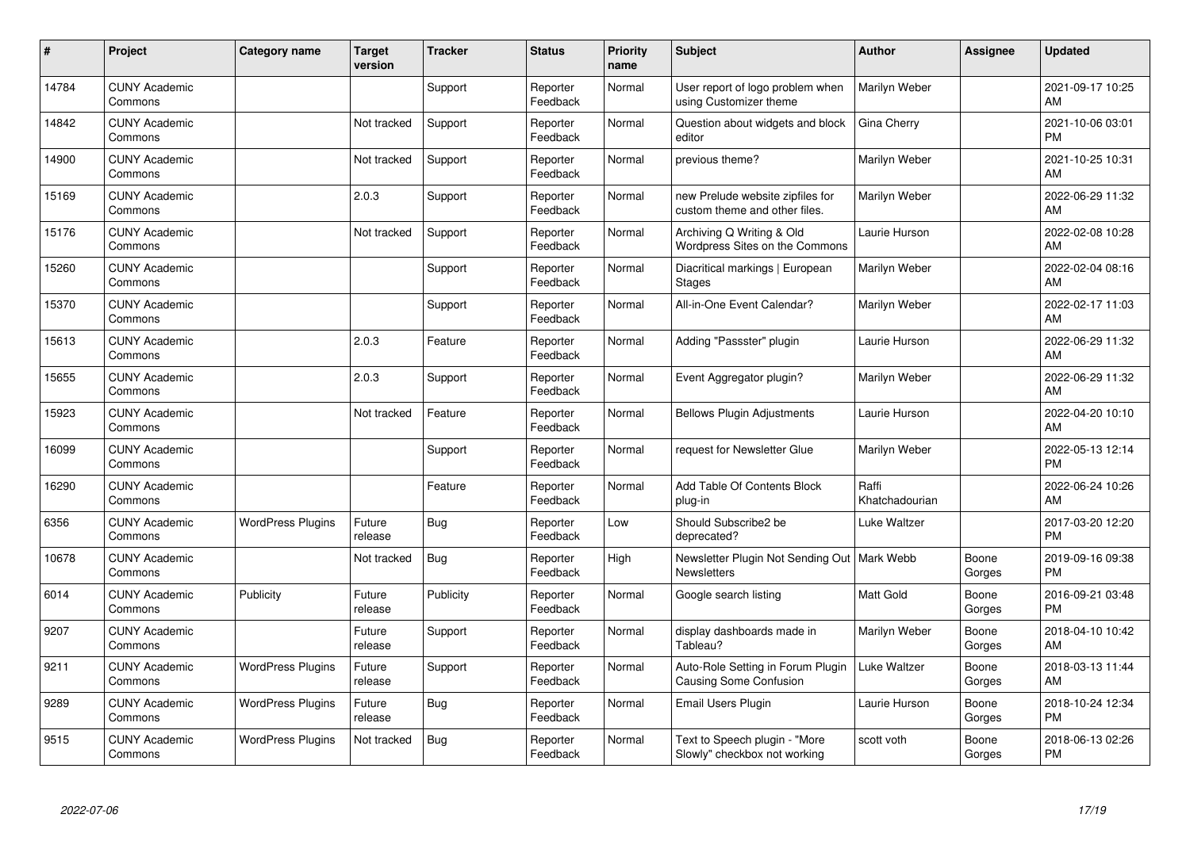| # | Project | Category name | Target version | Tracker | Status | Priority name | Subject | Author | Assignee | Updated |
|---|---|---|---|---|---|---|---|---|---|---|
| 14784 | CUNY Academic Commons | | | Support | Reporter Feedback | Normal | User report of logo problem when using Customizer theme | Marilyn Weber | | 2021-09-17 10:25 AM |
| 14842 | CUNY Academic Commons | | Not tracked | Support | Reporter Feedback | Normal | Question about widgets and block editor | Gina Cherry | | 2021-10-06 03:01 PM |
| 14900 | CUNY Academic Commons | | Not tracked | Support | Reporter Feedback | Normal | previous theme? | Marilyn Weber | | 2021-10-25 10:31 AM |
| 15169 | CUNY Academic Commons | | 2.0.3 | Support | Reporter Feedback | Normal | new Prelude website zipfiles for custom theme and other files. | Marilyn Weber | | 2022-06-29 11:32 AM |
| 15176 | CUNY Academic Commons | | Not tracked | Support | Reporter Feedback | Normal | Archiving Q Writing & Old Wordpress Sites on the Commons | Laurie Hurson | | 2022-02-08 10:28 AM |
| 15260 | CUNY Academic Commons | | | Support | Reporter Feedback | Normal | Diacritical markings \| European Stages | Marilyn Weber | | 2022-02-04 08:16 AM |
| 15370 | CUNY Academic Commons | | | Support | Reporter Feedback | Normal | All-in-One Event Calendar? | Marilyn Weber | | 2022-02-17 11:03 AM |
| 15613 | CUNY Academic Commons | | 2.0.3 | Feature | Reporter Feedback | Normal | Adding "Passster" plugin | Laurie Hurson | | 2022-06-29 11:32 AM |
| 15655 | CUNY Academic Commons | | 2.0.3 | Support | Reporter Feedback | Normal | Event Aggregator plugin? | Marilyn Weber | | 2022-06-29 11:32 AM |
| 15923 | CUNY Academic Commons | | Not tracked | Feature | Reporter Feedback | Normal | Bellows Plugin Adjustments | Laurie Hurson | | 2022-04-20 10:10 AM |
| 16099 | CUNY Academic Commons | | | Support | Reporter Feedback | Normal | request for Newsletter Glue | Marilyn Weber | | 2022-05-13 12:14 PM |
| 16290 | CUNY Academic Commons | | | Feature | Reporter Feedback | Normal | Add Table Of Contents Block plug-in | Raffi Khatchadourian | | 2022-06-24 10:26 AM |
| 6356 | CUNY Academic Commons | WordPress Plugins | Future release | Bug | Reporter Feedback | Low | Should Subscribe2 be deprecated? | Luke Waltzer | | 2017-03-20 12:20 PM |
| 10678 | CUNY Academic Commons | | Not tracked | Bug | Reporter Feedback | High | Newsletter Plugin Not Sending Out Newsletters | Mark Webb | Boone Gorges | 2019-09-16 09:38 PM |
| 6014 | CUNY Academic Commons | Publicity | Future release | Publicity | Reporter Feedback | Normal | Google search listing | Matt Gold | Boone Gorges | 2016-09-21 03:48 PM |
| 9207 | CUNY Academic Commons | | Future release | Support | Reporter Feedback | Normal | display dashboards made in Tableau? | Marilyn Weber | Boone Gorges | 2018-04-10 10:42 AM |
| 9211 | CUNY Academic Commons | WordPress Plugins | Future release | Support | Reporter Feedback | Normal | Auto-Role Setting in Forum Plugin Causing Some Confusion | Luke Waltzer | Boone Gorges | 2018-03-13 11:44 AM |
| 9289 | CUNY Academic Commons | WordPress Plugins | Future release | Bug | Reporter Feedback | Normal | Email Users Plugin | Laurie Hurson | Boone Gorges | 2018-10-24 12:34 PM |
| 9515 | CUNY Academic Commons | WordPress Plugins | Not tracked | Bug | Reporter Feedback | Normal | Text to Speech plugin - "More Slowly" checkbox not working | scott voth | Boone Gorges | 2018-06-13 02:26 PM |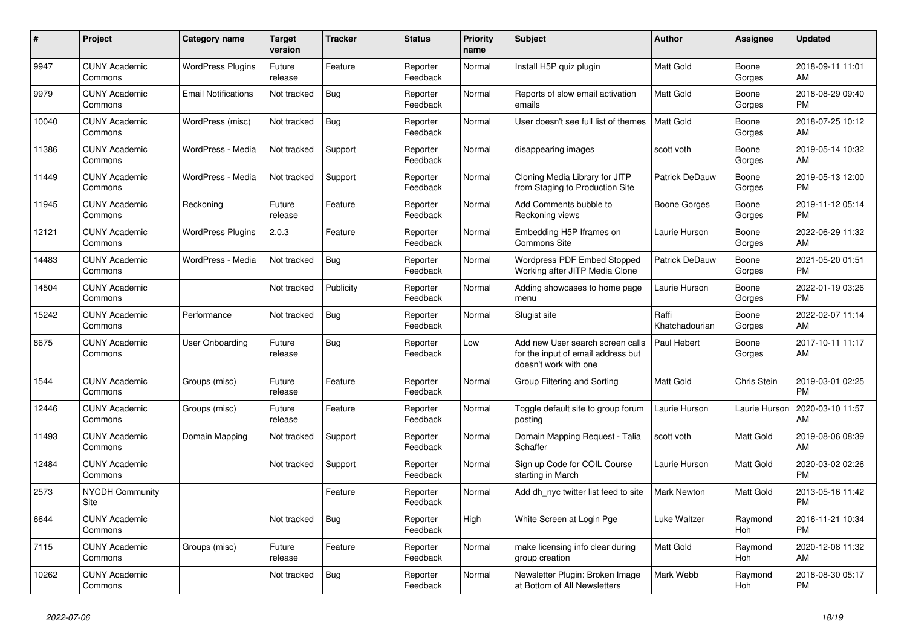| # | Project | Category name | Target version | Tracker | Status | Priority name | Subject | Author | Assignee | Updated |
|---|---|---|---|---|---|---|---|---|---|---|
| 9947 | CUNY Academic Commons | WordPress Plugins | Future release | Feature | Reporter Feedback | Normal | Install H5P quiz plugin | Matt Gold | Boone Gorges | 2018-09-11 11:01 AM |
| 9979 | CUNY Academic Commons | Email Notifications | Not tracked | Bug | Reporter Feedback | Normal | Reports of slow email activation emails | Matt Gold | Boone Gorges | 2018-08-29 09:40 PM |
| 10040 | CUNY Academic Commons | WordPress (misc) | Not tracked | Bug | Reporter Feedback | Normal | User doesn't see full list of themes | Matt Gold | Boone Gorges | 2018-07-25 10:12 AM |
| 11386 | CUNY Academic Commons | WordPress - Media | Not tracked | Support | Reporter Feedback | Normal | disappearing images | scott voth | Boone Gorges | 2019-05-14 10:32 AM |
| 11449 | CUNY Academic Commons | WordPress - Media | Not tracked | Support | Reporter Feedback | Normal | Cloning Media Library for JITP from Staging to Production Site | Patrick DeDauw | Boone Gorges | 2019-05-13 12:00 PM |
| 11945 | CUNY Academic Commons | Reckoning | Future release | Feature | Reporter Feedback | Normal | Add Comments bubble to Reckoning views | Boone Gorges | Boone Gorges | 2019-11-12 05:14 PM |
| 12121 | CUNY Academic Commons | WordPress Plugins | 2.0.3 | Feature | Reporter Feedback | Normal | Embedding H5P Iframes on Commons Site | Laurie Hurson | Boone Gorges | 2022-06-29 11:32 AM |
| 14483 | CUNY Academic Commons | WordPress - Media | Not tracked | Bug | Reporter Feedback | Normal | Wordpress PDF Embed Stopped Working after JITP Media Clone | Patrick DeDauw | Boone Gorges | 2021-05-20 01:51 PM |
| 14504 | CUNY Academic Commons | | Not tracked | Publicity | Reporter Feedback | Normal | Adding showcases to home page menu | Laurie Hurson | Boone Gorges | 2022-01-19 03:26 PM |
| 15242 | CUNY Academic Commons | Performance | Not tracked | Bug | Reporter Feedback | Normal | Slugist site | Raffi Khatchadourian | Boone Gorges | 2022-02-07 11:14 AM |
| 8675 | CUNY Academic Commons | User Onboarding | Future release | Bug | Reporter Feedback | Low | Add new User search screen calls for the input of email address but doesn't work with one | Paul Hebert | Boone Gorges | 2017-10-11 11:17 AM |
| 1544 | CUNY Academic Commons | Groups (misc) | Future release | Feature | Reporter Feedback | Normal | Group Filtering and Sorting | Matt Gold | Chris Stein | 2019-03-01 02:25 PM |
| 12446 | CUNY Academic Commons | Groups (misc) | Future release | Feature | Reporter Feedback | Normal | Toggle default site to group forum posting | Laurie Hurson | Laurie Hurson | 2020-03-10 11:57 AM |
| 11493 | CUNY Academic Commons | Domain Mapping | Not tracked | Support | Reporter Feedback | Normal | Domain Mapping Request - Talia Schaffer | scott voth | Matt Gold | 2019-08-06 08:39 AM |
| 12484 | CUNY Academic Commons | | Not tracked | Support | Reporter Feedback | Normal | Sign up Code for COIL Course starting in March | Laurie Hurson | Matt Gold | 2020-03-02 02:26 PM |
| 2573 | NYCDH Community Site | | | Feature | Reporter Feedback | Normal | Add dh_nyc twitter list feed to site | Mark Newton | Matt Gold | 2013-05-16 11:42 PM |
| 6644 | CUNY Academic Commons | | Not tracked | Bug | Reporter Feedback | High | White Screen at Login Pge | Luke Waltzer | Raymond Hoh | 2016-11-21 10:34 PM |
| 7115 | CUNY Academic Commons | Groups (misc) | Future release | Feature | Reporter Feedback | Normal | make licensing info clear during group creation | Matt Gold | Raymond Hoh | 2020-12-08 11:32 AM |
| 10262 | CUNY Academic Commons | | Not tracked | Bug | Reporter Feedback | Normal | Newsletter Plugin: Broken Image at Bottom of All Newsletters | Mark Webb | Raymond Hoh | 2018-08-30 05:17 PM |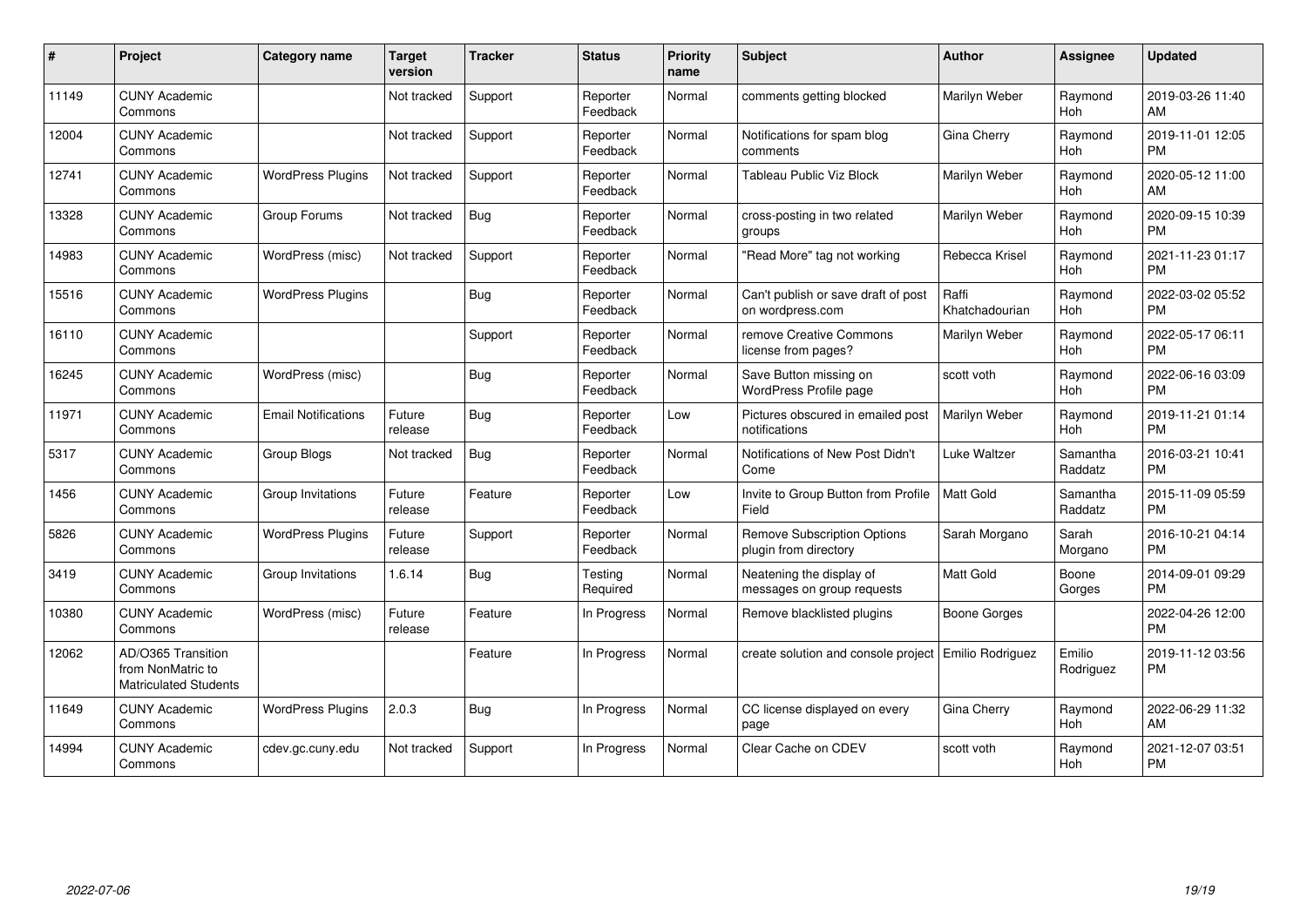| # | Project | Category name | Target version | Tracker | Status | Priority name | Subject | Author | Assignee | Updated |
|---|---|---|---|---|---|---|---|---|---|---|
| 11149 | CUNY Academic Commons | | Not tracked | Support | Reporter Feedback | Normal | comments getting blocked | Marilyn Weber | Raymond Hoh | 2019-03-26 11:40 AM |
| 12004 | CUNY Academic Commons | | Not tracked | Support | Reporter Feedback | Normal | Notifications for spam blog comments | Gina Cherry | Raymond Hoh | 2019-11-01 12:05 PM |
| 12741 | CUNY Academic Commons | WordPress Plugins | Not tracked | Support | Reporter Feedback | Normal | Tableau Public Viz Block | Marilyn Weber | Raymond Hoh | 2020-05-12 11:00 AM |
| 13328 | CUNY Academic Commons | Group Forums | Not tracked | Bug | Reporter Feedback | Normal | cross-posting in two related groups | Marilyn Weber | Raymond Hoh | 2020-09-15 10:39 PM |
| 14983 | CUNY Academic Commons | WordPress (misc) | Not tracked | Support | Reporter Feedback | Normal | "Read More" tag not working | Rebecca Krisel | Raymond Hoh | 2021-11-23 01:17 PM |
| 15516 | CUNY Academic Commons | WordPress Plugins | | Bug | Reporter Feedback | Normal | Can't publish or save draft of post on wordpress.com | Raffi Khatchadourian | Raymond Hoh | 2022-03-02 05:52 PM |
| 16110 | CUNY Academic Commons | | | Support | Reporter Feedback | Normal | remove Creative Commons license from pages? | Marilyn Weber | Raymond Hoh | 2022-05-17 06:11 PM |
| 16245 | CUNY Academic Commons | WordPress (misc) | | Bug | Reporter Feedback | Normal | Save Button missing on WordPress Profile page | scott voth | Raymond Hoh | 2022-06-16 03:09 PM |
| 11971 | CUNY Academic Commons | Email Notifications | Future release | Bug | Reporter Feedback | Low | Pictures obscured in emailed post notifications | Marilyn Weber | Raymond Hoh | 2019-11-21 01:14 PM |
| 5317 | CUNY Academic Commons | Group Blogs | Not tracked | Bug | Reporter Feedback | Normal | Notifications of New Post Didn't Come | Luke Waltzer | Samantha Raddatz | 2016-03-21 10:41 PM |
| 1456 | CUNY Academic Commons | Group Invitations | Future release | Feature | Reporter Feedback | Low | Invite to Group Button from Profile Field | Matt Gold | Samantha Raddatz | 2015-11-09 05:59 PM |
| 5826 | CUNY Academic Commons | WordPress Plugins | Future release | Support | Reporter Feedback | Normal | Remove Subscription Options plugin from directory | Sarah Morgano | Sarah Morgano | 2016-10-21 04:14 PM |
| 3419 | CUNY Academic Commons | Group Invitations | 1.6.14 | Bug | Testing Required | Normal | Neatening the display of messages on group requests | Matt Gold | Boone Gorges | 2014-09-01 09:29 PM |
| 10380 | CUNY Academic Commons | WordPress (misc) | Future release | Feature | In Progress | Normal | Remove blacklisted plugins | Boone Gorges | | 2022-04-26 12:00 PM |
| 12062 | AD/O365 Transition from NonMatric to Matriculated Students | | | Feature | In Progress | Normal | create solution and console project | Emilio Rodriguez | Emilio Rodriguez | 2019-11-12 03:56 PM |
| 11649 | CUNY Academic Commons | WordPress Plugins | 2.0.3 | Bug | In Progress | Normal | CC license displayed on every page | Gina Cherry | Raymond Hoh | 2022-06-29 11:32 AM |
| 14994 | CUNY Academic Commons | cdev.gc.cuny.edu | Not tracked | Support | In Progress | Normal | Clear Cache on CDEV | scott voth | Raymond Hoh | 2021-12-07 03:51 PM |